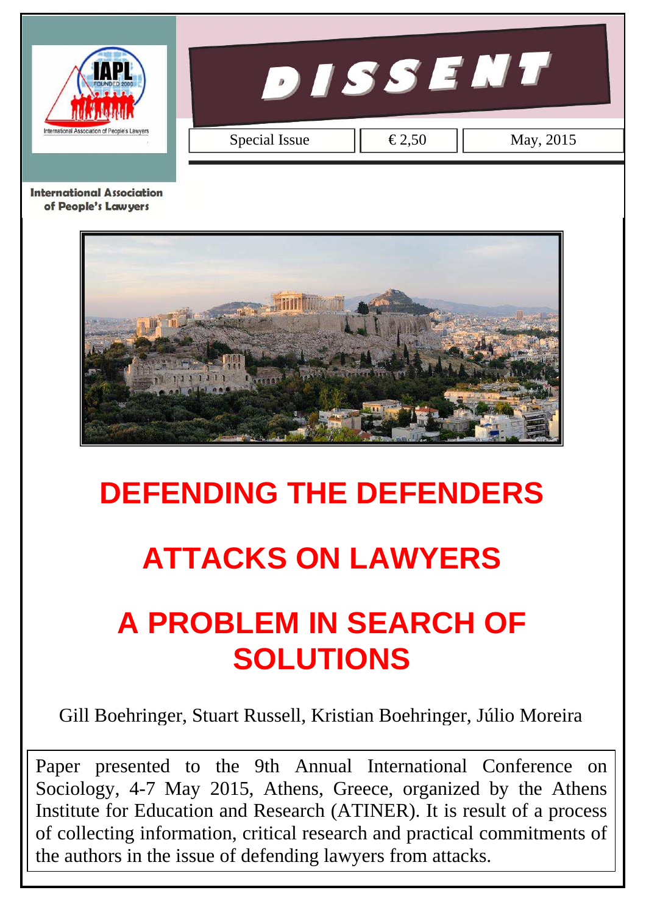International Association of People's Lawyers

# DISSENT

| Special Issue | € 2,50 | May, 2015 |
| --- | --- | --- |

International Association of People's Lawyers

# DEFENDING THE DEFENDERS

# ATTACKS ON LAWYERS

# A PROBLEM IN SEARCH OF SOLUTIONS

Gill Boehringer, Stuart Russell, Kristian Boehringer, Júlio Moreira

Paper presented to the 9th Annual International Conference on Sociology, 4-7 May 2015, Athens, Greece, organized by the Athens Institute for Education and Research (ATINER). It is result of a process of collecting information, critical research and practical commitments of the authors in the issue of defending lawyers from attacks.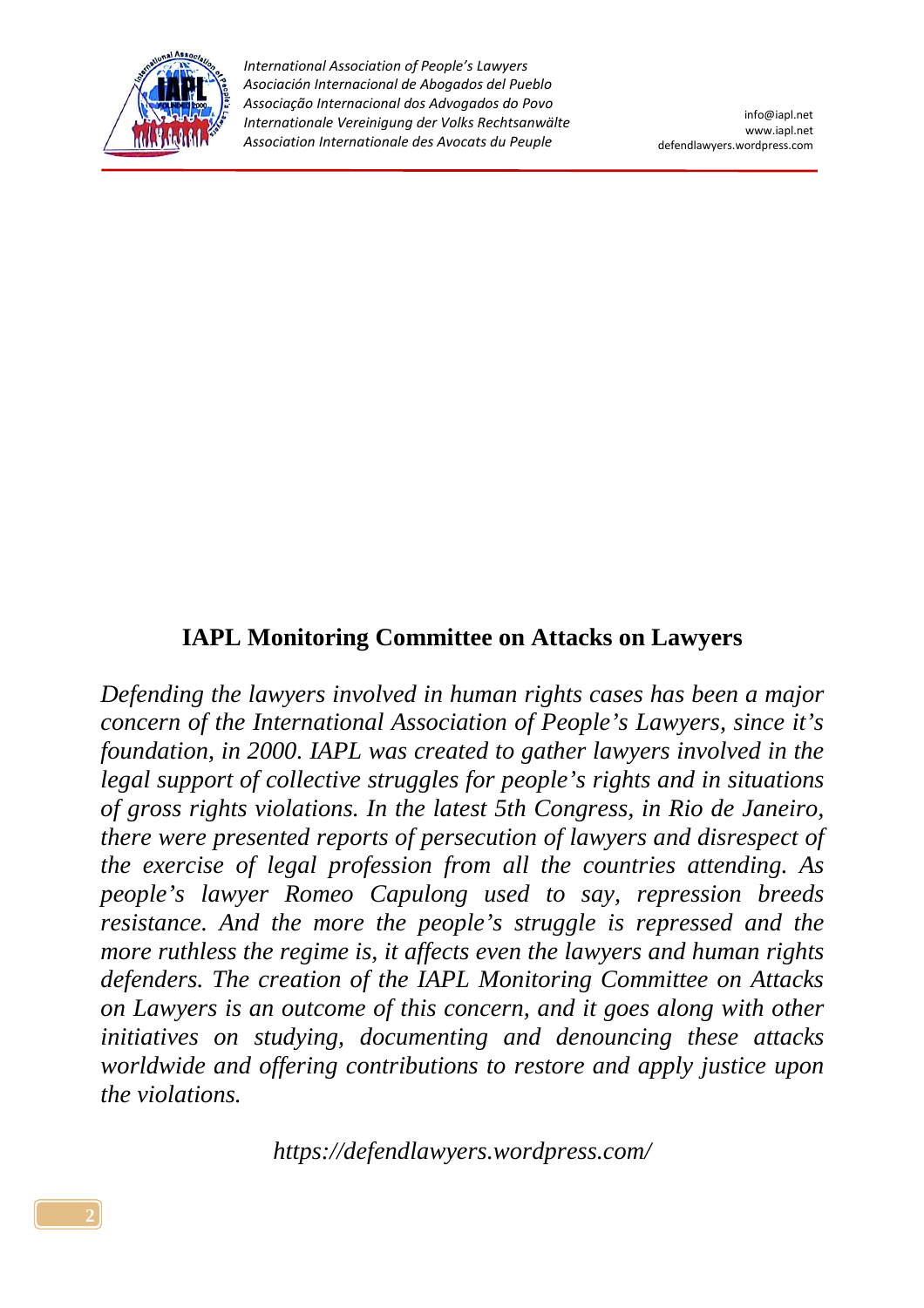## IAPL Monitoring Committee on Attacks on Lawyers

*Defending the lawyers involved in human rights cases has been a major concern of the International Association of People's Lawyers, since it's foundation, in 2000. IAPL was created to gather lawyers involved in the legal support of collective struggles for people's rights and in situations of gross rights violations. In the latest 5th Congress, in Rio de Janeiro, there were presented reports of persecution of lawyers and disrespect of the exercise of legal profession from all the countries attending. As people's lawyer Romeo Capulong used to say, repression breeds resistance. And the more the people's struggle is repressed and the more ruthless the regime is, it affects even the lawyers and human rights defenders. The creation of the IAPL Monitoring Committee on Attacks on Lawyers is an outcome of this concern, and it goes along with other initiatives on studying, documenting and denouncing these attacks worldwide and offering contributions to restore and apply justice upon the violations.*

*https://defendlawyers.wordpress.com/*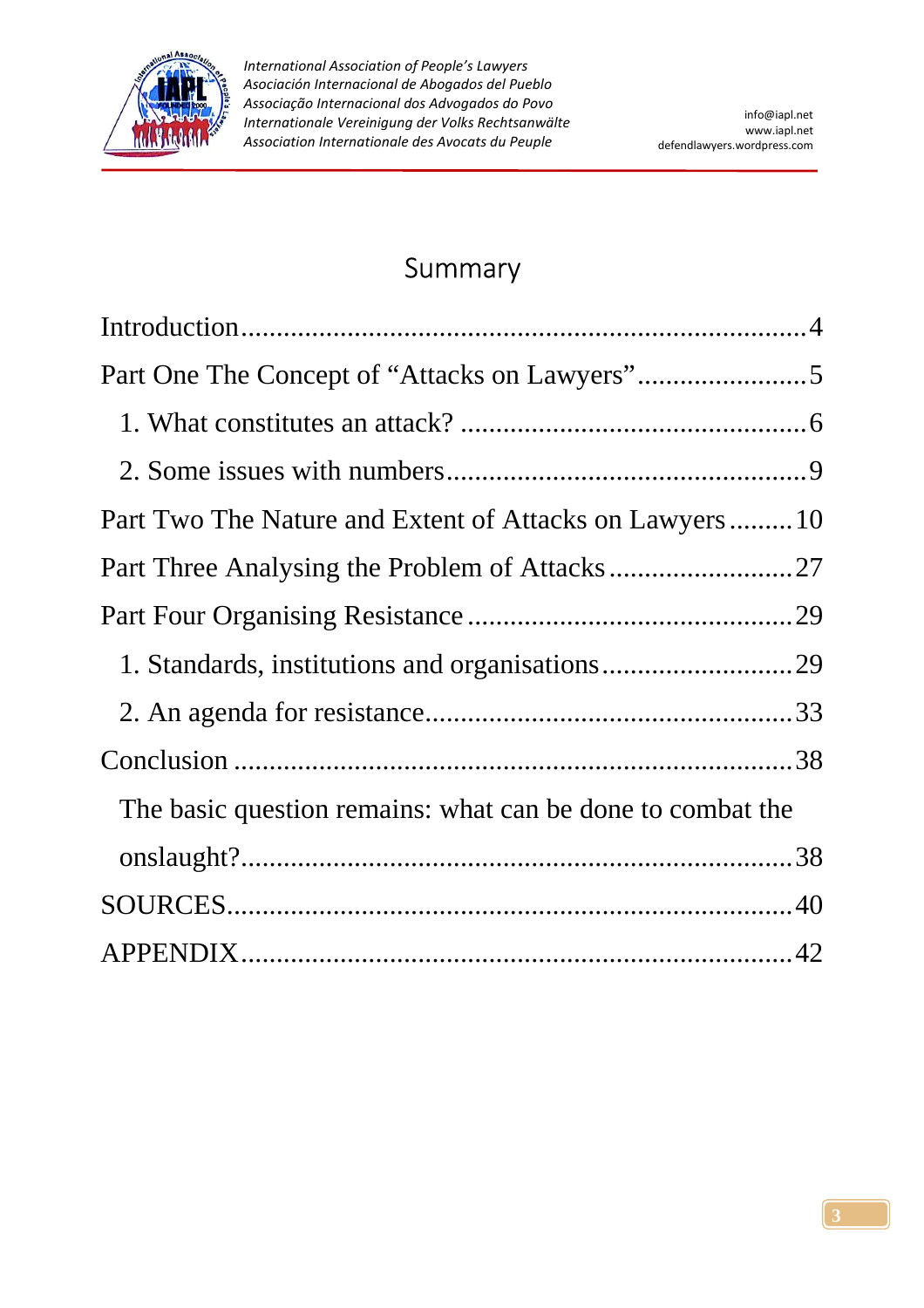# Summary

Introduction ........................................................................ 4

Part One The Concept of "Attacks on Lawyers" ........................ 5

- 1. What constitutes an attack? ................................................ 6
- 2. Some issues with numbers .................................................. 9

Part Two The Nature and Extent of Attacks on Lawyers ......... 10

Part Three Analysing the Problem of Attacks .......................... 27

Part Four Organising Resistance ............................................. 29

- 1. Standards, institutions and organisations ........................... 29
- 2. An agenda for resistance ................................................... 33

Conclusion ................................................................................ 38

- The basic question remains: what can be done to combat the onslaught? ............................................................................ 38

SOURCES ................................................................................. 40

APPENDIX ................................................................................ 42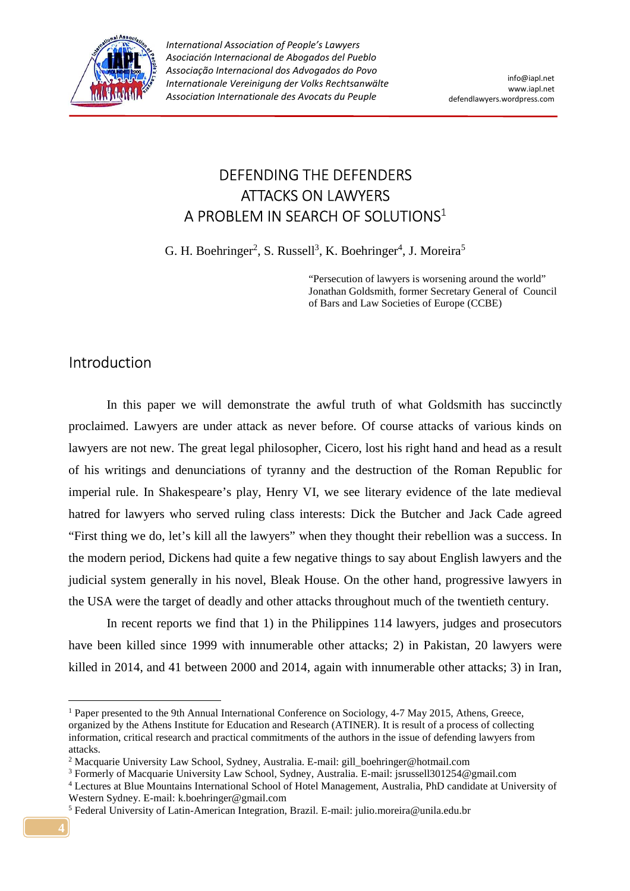International Association of People's Lawyers
Asociación Internacional de Abogados del Pueblo
Associação Internacional dos Advogados do Povo
Internationale Vereinigung der Volks Rechtsanwälte
Association Internationale des Avocats du Peuple

info@iapl.net
www.iapl.net
defendlawyers.wordpress.com

# DEFENDING THE DEFENDERS
# ATTACKS ON LAWYERS
# A PROBLEM IN SEARCH OF SOLUTIONS[1]

G. H. Boehringer[2], S. Russell[3], K. Boehringer[4], J. Moreira[5]

> "Persecution of lawyers is worsening around the world"
> Jonathan Goldsmith, former Secretary General of Council of Bars and Law Societies of Europe (CCBE)

## Introduction

In this paper we will demonstrate the awful truth of what Goldsmith has succinctly proclaimed. Lawyers are under attack as never before. Of course attacks of various kinds on lawyers are not new. The great legal philosopher, Cicero, lost his right hand and head as a result of his writings and denunciations of tyranny and the destruction of the Roman Republic for imperial rule. In Shakespeare's play, Henry VI, we see literary evidence of the late medieval hatred for lawyers who served ruling class interests: Dick the Butcher and Jack Cade agreed "First thing we do, let's kill all the lawyers" when they thought their rebellion was a success. In the modern period, Dickens had quite a few negative things to say about English lawyers and the judicial system generally in his novel, Bleak House. On the other hand, progressive lawyers in the USA were the target of deadly and other attacks throughout much of the twentieth century.

In recent reports we find that 1) in the Philippines 114 lawyers, judges and prosecutors have been killed since 1999 with innumerable other attacks; 2) in Pakistan, 20 lawyers were killed in 2014, and 41 between 2000 and 2014, again with innumerable other attacks; 3) in Iran,

---

[1] Paper presented to the 9th Annual International Conference on Sociology, 4-7 May 2015, Athens, Greece, organized by the Athens Institute for Education and Research (ATINER). It is result of a process of collecting information, critical research and practical commitments of the authors in the issue of defending lawyers from attacks.

[2] Macquarie University Law School, Sydney, Australia. E-mail: gill_boehringer@hotmail.com

[3] Formerly of Macquarie University Law School, Sydney, Australia. E-mail: jsrussell301254@gmail.com

[4] Lectures at Blue Mountains International School of Hotel Management, Australia, PhD candidate at University of Western Sydney. E-mail: k.boehringer@gmail.com

[5] Federal University of Latin-American Integration, Brazil. E-mail: julio.moreira@unila.edu.br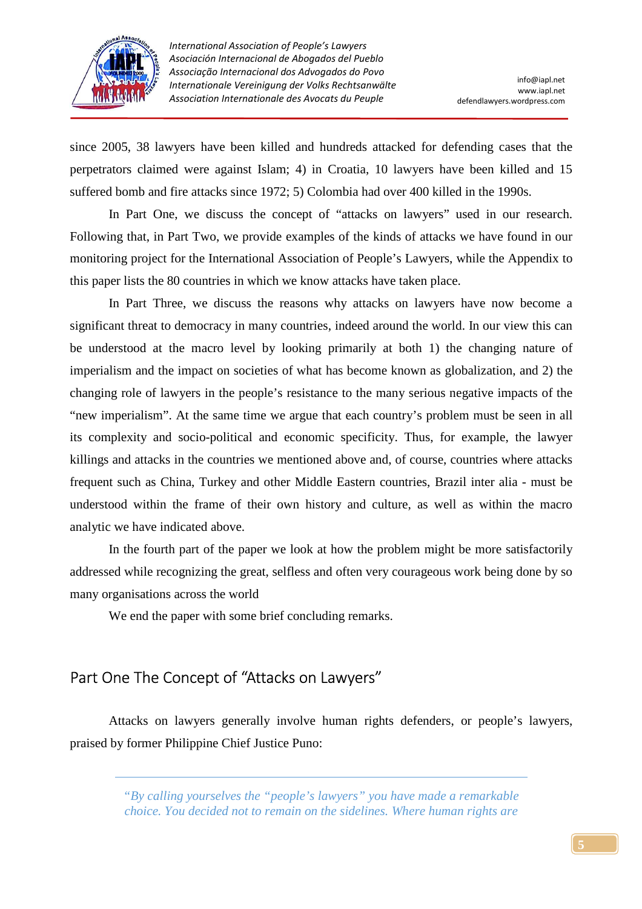since 2005, 38 lawyers have been killed and hundreds attacked for defending cases that the perpetrators claimed were against Islam; 4) in Croatia, 10 lawyers have been killed and 15 suffered bomb and fire attacks since 1972; 5) Colombia had over 400 killed in the 1990s.

In Part One, we discuss the concept of "attacks on lawyers" used in our research. Following that, in Part Two, we provide examples of the kinds of attacks we have found in our monitoring project for the International Association of People's Lawyers, while the Appendix to this paper lists the 80 countries in which we know attacks have taken place.

In Part Three, we discuss the reasons why attacks on lawyers have now become a significant threat to democracy in many countries, indeed around the world. In our view this can be understood at the macro level by looking primarily at both 1) the changing nature of imperialism and the impact on societies of what has become known as globalization, and 2) the changing role of lawyers in the people's resistance to the many serious negative impacts of the "new imperialism". At the same time we argue that each country's problem must be seen in all its complexity and socio-political and economic specificity. Thus, for example, the lawyer killings and attacks in the countries we mentioned above and, of course, countries where attacks frequent such as China, Turkey and other Middle Eastern countries, Brazil inter alia - must be understood within the frame of their own history and culture, as well as within the macro analytic we have indicated above.

In the fourth part of the paper we look at how the problem might be more satisfactorily addressed while recognizing the great, selfless and often very courageous work being done by so many organisations across the world

We end the paper with some brief concluding remarks.

## Part One The Concept of "Attacks on Lawyers"

Attacks on lawyers generally involve human rights defenders, or people's lawyers, praised by former Philippine Chief Justice Puno:

> *"By calling yourselves the "people's lawyers" you have made a remarkable choice. You decided not to remain on the sidelines. Where human rights are*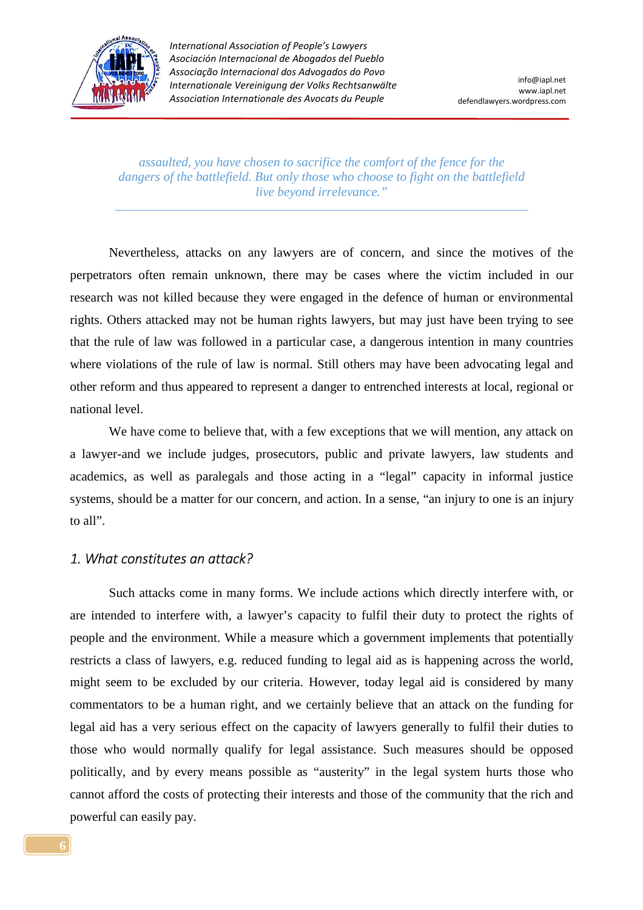> *assaulted, you have chosen to sacrifice the comfort of the fence for the dangers of the battlefield. But only those who choose to fight on the battlefield live beyond irrelevance."*

Nevertheless, attacks on any lawyers are of concern, and since the motives of the perpetrators often remain unknown, there may be cases where the victim included in our research was not killed because they were engaged in the defence of human or environmental rights. Others attacked may not be human rights lawyers, but may just have been trying to see that the rule of law was followed in a particular case, a dangerous intention in many countries where violations of the rule of law is normal. Still others may have been advocating legal and other reform and thus appeared to represent a danger to entrenched interests at local, regional or national level.

We have come to believe that, with a few exceptions that we will mention, any attack on a lawyer-and we include judges, prosecutors, public and private lawyers, law students and academics, as well as paralegals and those acting in a "legal" capacity in informal justice systems, should be a matter for our concern, and action. In a sense, "an injury to one is an injury to all".

## *1. What constitutes an attack?*

Such attacks come in many forms. We include actions which directly interfere with, or are intended to interfere with, a lawyer's capacity to fulfil their duty to protect the rights of people and the environment. While a measure which a government implements that potentially restricts a class of lawyers, e.g. reduced funding to legal aid as is happening across the world, might seem to be excluded by our criteria. However, today legal aid is considered by many commentators to be a human right, and we certainly believe that an attack on the funding for legal aid has a very serious effect on the capacity of lawyers generally to fulfil their duties to those who would normally qualify for legal assistance. Such measures should be opposed politically, and by every means possible as "austerity" in the legal system hurts those who cannot afford the costs of protecting their interests and those of the community that the rich and powerful can easily pay.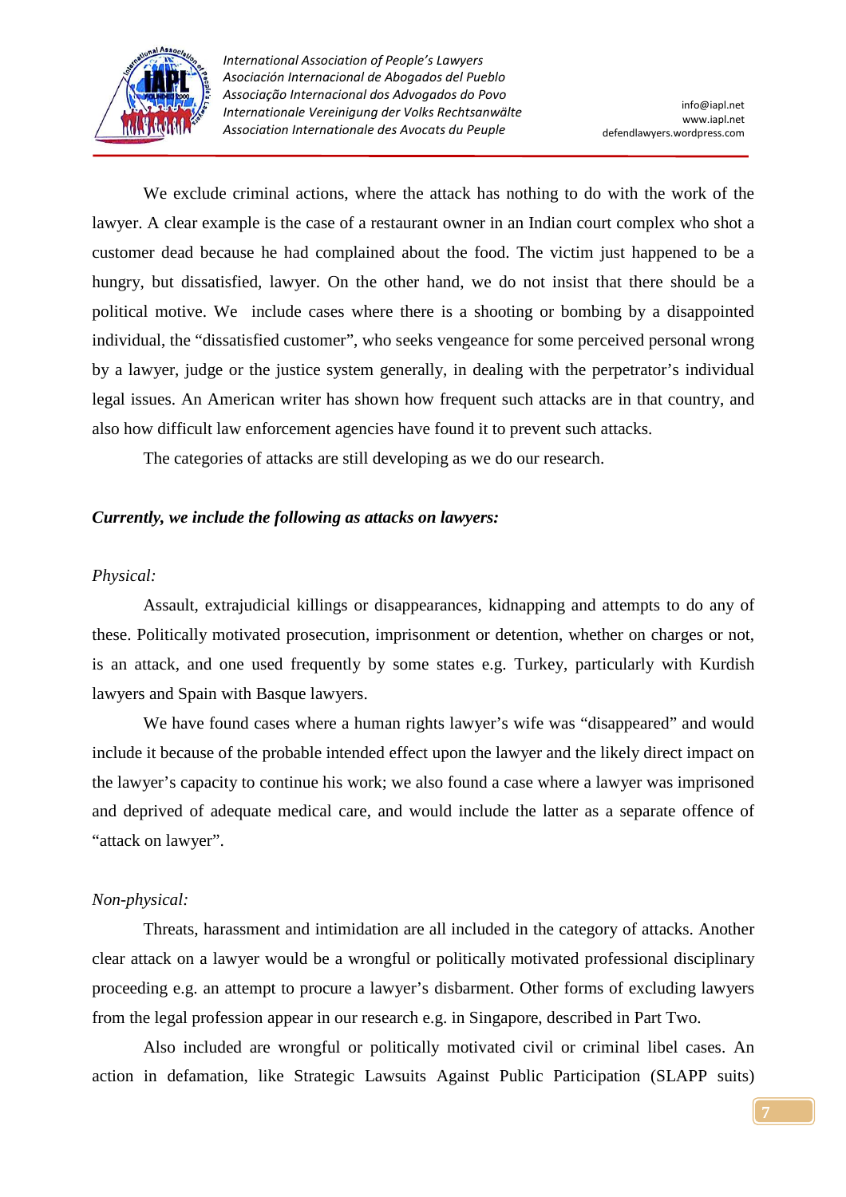We exclude criminal actions, where the attack has nothing to do with the work of the lawyer. A clear example is the case of a restaurant owner in an Indian court complex who shot a customer dead because he had complained about the food. The victim just happened to be a hungry, but dissatisfied, lawyer. On the other hand, we do not insist that there should be a political motive. We include cases where there is a shooting or bombing by a disappointed individual, the "dissatisfied customer", who seeks vengeance for some perceived personal wrong by a lawyer, judge or the justice system generally, in dealing with the perpetrator's individual legal issues. An American writer has shown how frequent such attacks are in that country, and also how difficult law enforcement agencies have found it to prevent such attacks.

The categories of attacks are still developing as we do our research.

***Currently, we include the following as attacks on lawyers:***

*Physical:*

Assault, extrajudicial killings or disappearances, kidnapping and attempts to do any of these. Politically motivated prosecution, imprisonment or detention, whether on charges or not, is an attack, and one used frequently by some states e.g. Turkey, particularly with Kurdish lawyers and Spain with Basque lawyers.

We have found cases where a human rights lawyer's wife was "disappeared" and would include it because of the probable intended effect upon the lawyer and the likely direct impact on the lawyer's capacity to continue his work; we also found a case where a lawyer was imprisoned and deprived of adequate medical care, and would include the latter as a separate offence of "attack on lawyer".

*Non-physical:*

Threats, harassment and intimidation are all included in the category of attacks. Another clear attack on a lawyer would be a wrongful or politically motivated professional disciplinary proceeding e.g. an attempt to procure a lawyer's disbarment. Other forms of excluding lawyers from the legal profession appear in our research e.g. in Singapore, described in Part Two.

Also included are wrongful or politically motivated civil or criminal libel cases. An action in defamation, like Strategic Lawsuits Against Public Participation (SLAPP suits)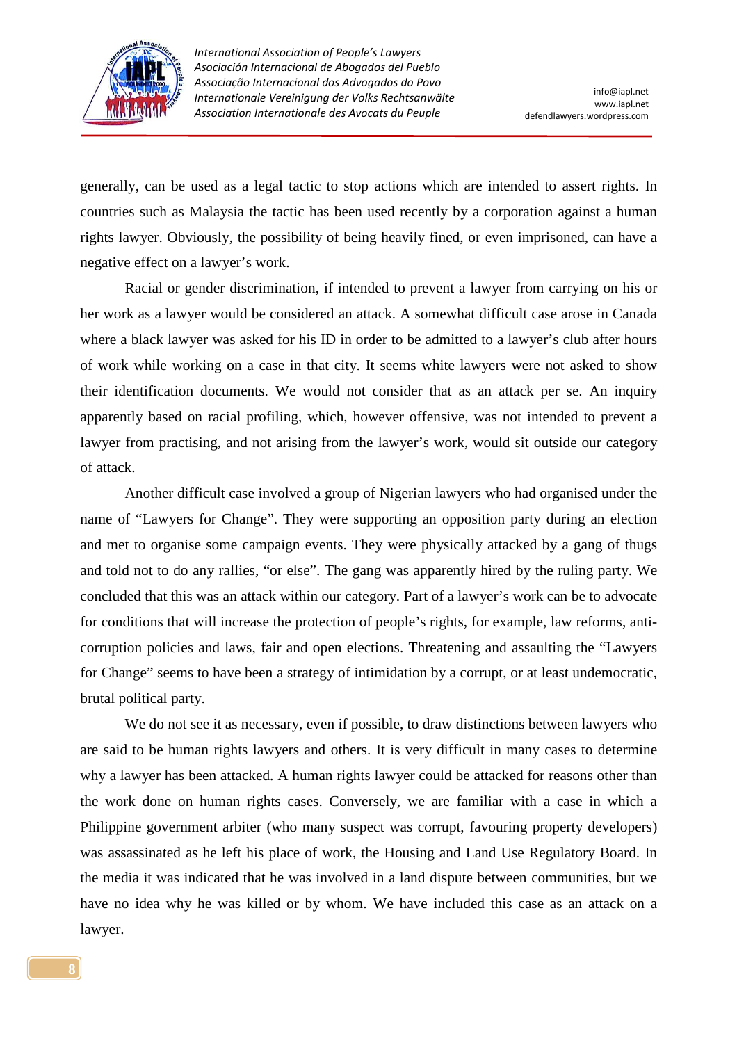generally, can be used as a legal tactic to stop actions which are intended to assert rights. In countries such as Malaysia the tactic has been used recently by a corporation against a human rights lawyer. Obviously, the possibility of being heavily fined, or even imprisoned, can have a negative effect on a lawyer's work.

Racial or gender discrimination, if intended to prevent a lawyer from carrying on his or her work as a lawyer would be considered an attack. A somewhat difficult case arose in Canada where a black lawyer was asked for his ID in order to be admitted to a lawyer's club after hours of work while working on a case in that city. It seems white lawyers were not asked to show their identification documents. We would not consider that as an attack per se. An inquiry apparently based on racial profiling, which, however offensive, was not intended to prevent a lawyer from practising, and not arising from the lawyer's work, would sit outside our category of attack.

Another difficult case involved a group of Nigerian lawyers who had organised under the name of "Lawyers for Change". They were supporting an opposition party during an election and met to organise some campaign events. They were physically attacked by a gang of thugs and told not to do any rallies, "or else". The gang was apparently hired by the ruling party. We concluded that this was an attack within our category. Part of a lawyer's work can be to advocate for conditions that will increase the protection of people's rights, for example, law reforms, anti-corruption policies and laws, fair and open elections. Threatening and assaulting the "Lawyers for Change" seems to have been a strategy of intimidation by a corrupt, or at least undemocratic, brutal political party.

We do not see it as necessary, even if possible, to draw distinctions between lawyers who are said to be human rights lawyers and others. It is very difficult in many cases to determine why a lawyer has been attacked. A human rights lawyer could be attacked for reasons other than the work done on human rights cases. Conversely, we are familiar with a case in which a Philippine government arbiter (who many suspect was corrupt, favouring property developers) was assassinated as he left his place of work, the Housing and Land Use Regulatory Board. In the media it was indicated that he was involved in a land dispute between communities, but we have no idea why he was killed or by whom. We have included this case as an attack on a lawyer.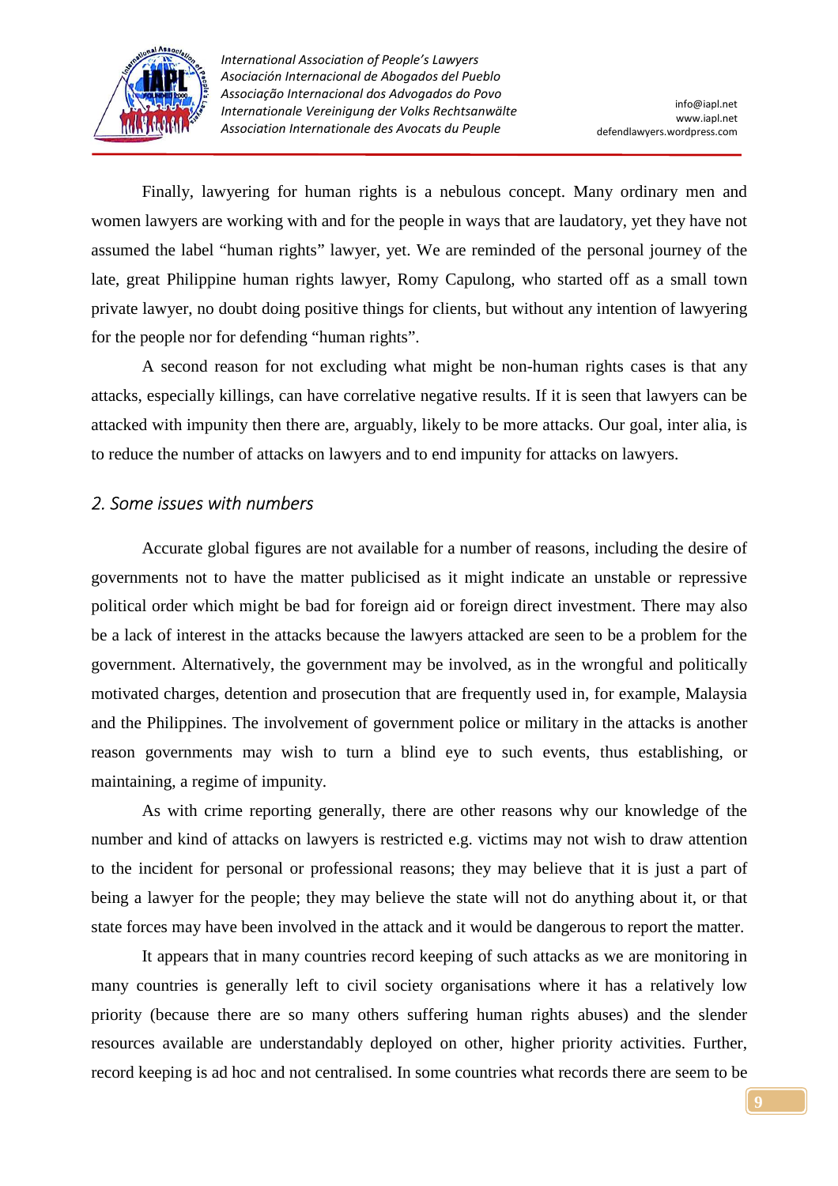Finally, lawyering for human rights is a nebulous concept. Many ordinary men and women lawyers are working with and for the people in ways that are laudatory, yet they have not assumed the label "human rights" lawyer, yet. We are reminded of the personal journey of the late, great Philippine human rights lawyer, Romy Capulong, who started off as a small town private lawyer, no doubt doing positive things for clients, but without any intention of lawyering for the people nor for defending "human rights".

A second reason for not excluding what might be non-human rights cases is that any attacks, especially killings, can have correlative negative results. If it is seen that lawyers can be attacked with impunity then there are, arguably, likely to be more attacks. Our goal, inter alia, is to reduce the number of attacks on lawyers and to end impunity for attacks on lawyers.

## *2. Some issues with numbers*

Accurate global figures are not available for a number of reasons, including the desire of governments not to have the matter publicised as it might indicate an unstable or repressive political order which might be bad for foreign aid or foreign direct investment. There may also be a lack of interest in the attacks because the lawyers attacked are seen to be a problem for the government. Alternatively, the government may be involved, as in the wrongful and politically motivated charges, detention and prosecution that are frequently used in, for example, Malaysia and the Philippines. The involvement of government police or military in the attacks is another reason governments may wish to turn a blind eye to such events, thus establishing, or maintaining, a regime of impunity.

As with crime reporting generally, there are other reasons why our knowledge of the number and kind of attacks on lawyers is restricted e.g. victims may not wish to draw attention to the incident for personal or professional reasons; they may believe that it is just a part of being a lawyer for the people; they may believe the state will not do anything about it, or that state forces may have been involved in the attack and it would be dangerous to report the matter.

It appears that in many countries record keeping of such attacks as we are monitoring in many countries is generally left to civil society organisations where it has a relatively low priority (because there are so many others suffering human rights abuses) and the slender resources available are understandably deployed on other, higher priority activities. Further, record keeping is ad hoc and not centralised. In some countries what records there are seem to be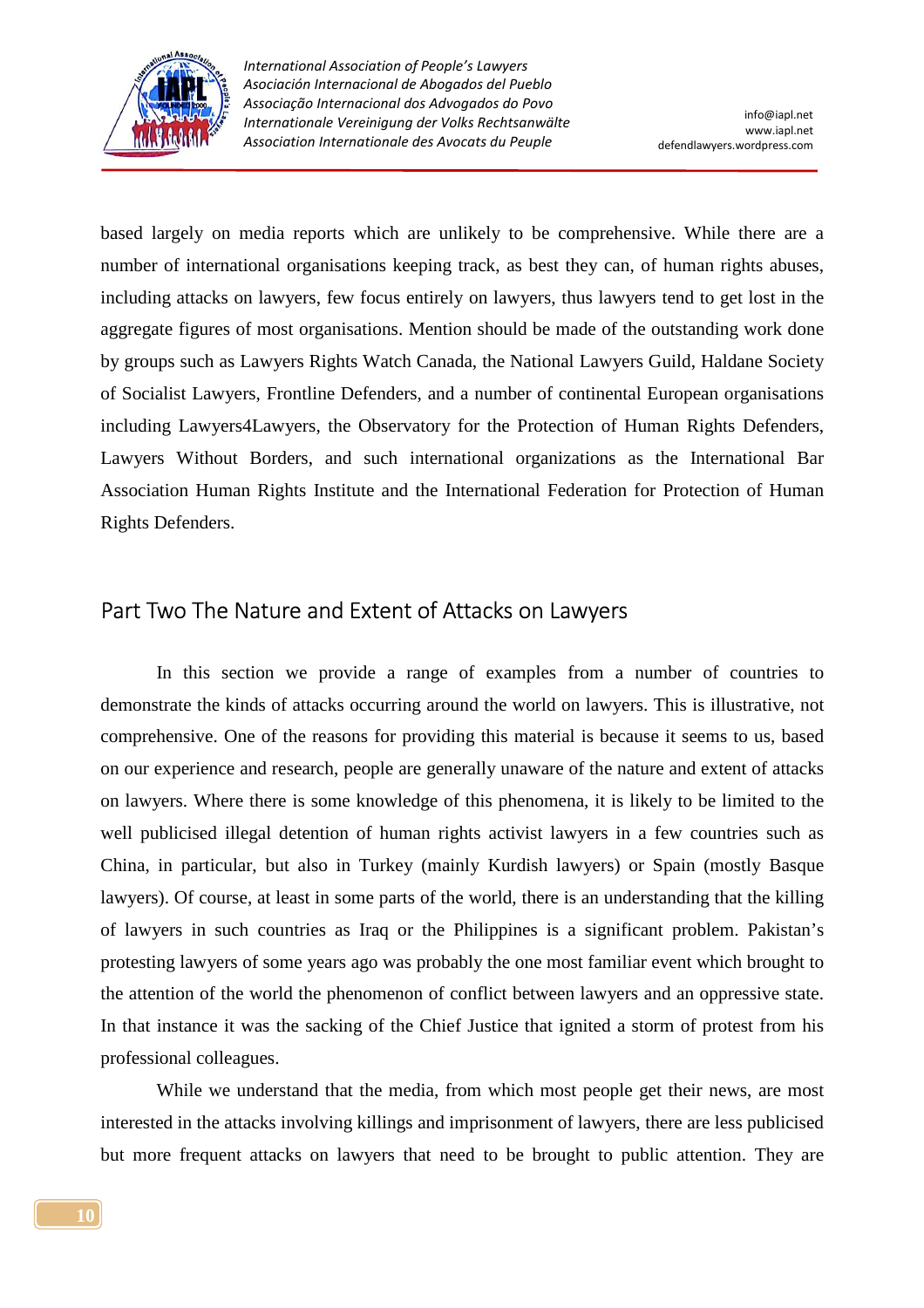based largely on media reports which are unlikely to be comprehensive. While there are a number of international organisations keeping track, as best they can, of human rights abuses, including attacks on lawyers, few focus entirely on lawyers, thus lawyers tend to get lost in the aggregate figures of most organisations. Mention should be made of the outstanding work done by groups such as Lawyers Rights Watch Canada, the National Lawyers Guild, Haldane Society of Socialist Lawyers, Frontline Defenders, and a number of continental European organisations including Lawyers4Lawyers, the Observatory for the Protection of Human Rights Defenders, Lawyers Without Borders, and such international organizations as the International Bar Association Human Rights Institute and the International Federation for Protection of Human Rights Defenders.

## Part Two The Nature and Extent of Attacks on Lawyers

In this section we provide a range of examples from a number of countries to demonstrate the kinds of attacks occurring around the world on lawyers. This is illustrative, not comprehensive. One of the reasons for providing this material is because it seems to us, based on our experience and research, people are generally unaware of the nature and extent of attacks on lawyers. Where there is some knowledge of this phenomena, it is likely to be limited to the well publicised illegal detention of human rights activist lawyers in a few countries such as China, in particular, but also in Turkey (mainly Kurdish lawyers) or Spain (mostly Basque lawyers). Of course, at least in some parts of the world, there is an understanding that the killing of lawyers in such countries as Iraq or the Philippines is a significant problem. Pakistan's protesting lawyers of some years ago was probably the one most familiar event which brought to the attention of the world the phenomenon of conflict between lawyers and an oppressive state. In that instance it was the sacking of the Chief Justice that ignited a storm of protest from his professional colleagues.

While we understand that the media, from which most people get their news, are most interested in the attacks involving killings and imprisonment of lawyers, there are less publicised but more frequent attacks on lawyers that need to be brought to public attention. They are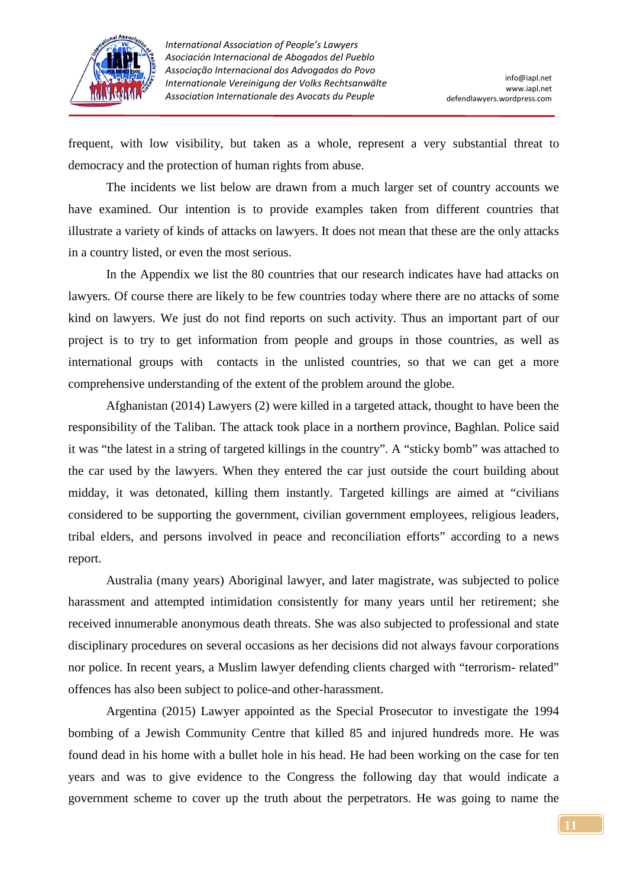frequent, with low visibility, but taken as a whole, represent a very substantial threat to democracy and the protection of human rights from abuse.

The incidents we list below are drawn from a much larger set of country accounts we have examined. Our intention is to provide examples taken from different countries that illustrate a variety of kinds of attacks on lawyers. It does not mean that these are the only attacks in a country listed, or even the most serious.

In the Appendix we list the 80 countries that our research indicates have had attacks on lawyers. Of course there are likely to be few countries today where there are no attacks of some kind on lawyers. We just do not find reports on such activity. Thus an important part of our project is to try to get information from people and groups in those countries, as well as international groups with contacts in the unlisted countries, so that we can get a more comprehensive understanding of the extent of the problem around the globe.

Afghanistan (2014) Lawyers (2) were killed in a targeted attack, thought to have been the responsibility of the Taliban. The attack took place in a northern province, Baghlan. Police said it was "the latest in a string of targeted killings in the country". A "sticky bomb" was attached to the car used by the lawyers. When they entered the car just outside the court building about midday, it was detonated, killing them instantly. Targeted killings are aimed at "civilians considered to be supporting the government, civilian government employees, religious leaders, tribal elders, and persons involved in peace and reconciliation efforts" according to a news report.

Australia (many years) Aboriginal lawyer, and later magistrate, was subjected to police harassment and attempted intimidation consistently for many years until her retirement; she received innumerable anonymous death threats. She was also subjected to professional and state disciplinary procedures on several occasions as her decisions did not always favour corporations nor police. In recent years, a Muslim lawyer defending clients charged with "terrorism- related" offences has also been subject to police-and other-harassment.

Argentina (2015) Lawyer appointed as the Special Prosecutor to investigate the 1994 bombing of a Jewish Community Centre that killed 85 and injured hundreds more. He was found dead in his home with a bullet hole in his head. He had been working on the case for ten years and was to give evidence to the Congress the following day that would indicate a government scheme to cover up the truth about the perpetrators. He was going to name the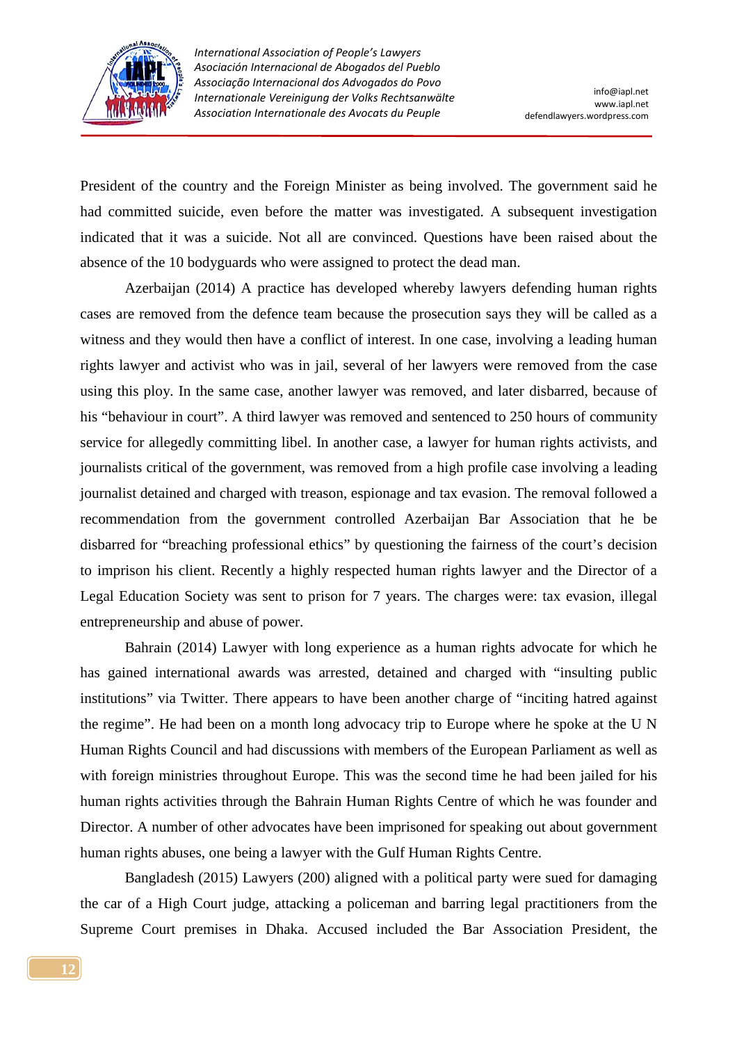President of the country and the Foreign Minister as being involved. The government said he had committed suicide, even before the matter was investigated. A subsequent investigation indicated that it was a suicide. Not all are convinced. Questions have been raised about the absence of the 10 bodyguards who were assigned to protect the dead man.

Azerbaijan (2014) A practice has developed whereby lawyers defending human rights cases are removed from the defence team because the prosecution says they will be called as a witness and they would then have a conflict of interest. In one case, involving a leading human rights lawyer and activist who was in jail, several of her lawyers were removed from the case using this ploy. In the same case, another lawyer was removed, and later disbarred, because of his "behaviour in court". A third lawyer was removed and sentenced to 250 hours of community service for allegedly committing libel. In another case, a lawyer for human rights activists, and journalists critical of the government, was removed from a high profile case involving a leading journalist detained and charged with treason, espionage and tax evasion. The removal followed a recommendation from the government controlled Azerbaijan Bar Association that he be disbarred for "breaching professional ethics" by questioning the fairness of the court's decision to imprison his client. Recently a highly respected human rights lawyer and the Director of a Legal Education Society was sent to prison for 7 years. The charges were: tax evasion, illegal entrepreneurship and abuse of power.

Bahrain (2014) Lawyer with long experience as a human rights advocate for which he has gained international awards was arrested, detained and charged with "insulting public institutions" via Twitter. There appears to have been another charge of "inciting hatred against the regime". He had been on a month long advocacy trip to Europe where he spoke at the U N Human Rights Council and had discussions with members of the European Parliament as well as with foreign ministries throughout Europe. This was the second time he had been jailed for his human rights activities through the Bahrain Human Rights Centre of which he was founder and Director. A number of other advocates have been imprisoned for speaking out about government human rights abuses, one being a lawyer with the Gulf Human Rights Centre.

Bangladesh (2015) Lawyers (200) aligned with a political party were sued for damaging the car of a High Court judge, attacking a policeman and barring legal practitioners from the Supreme Court premises in Dhaka. Accused included the Bar Association President, the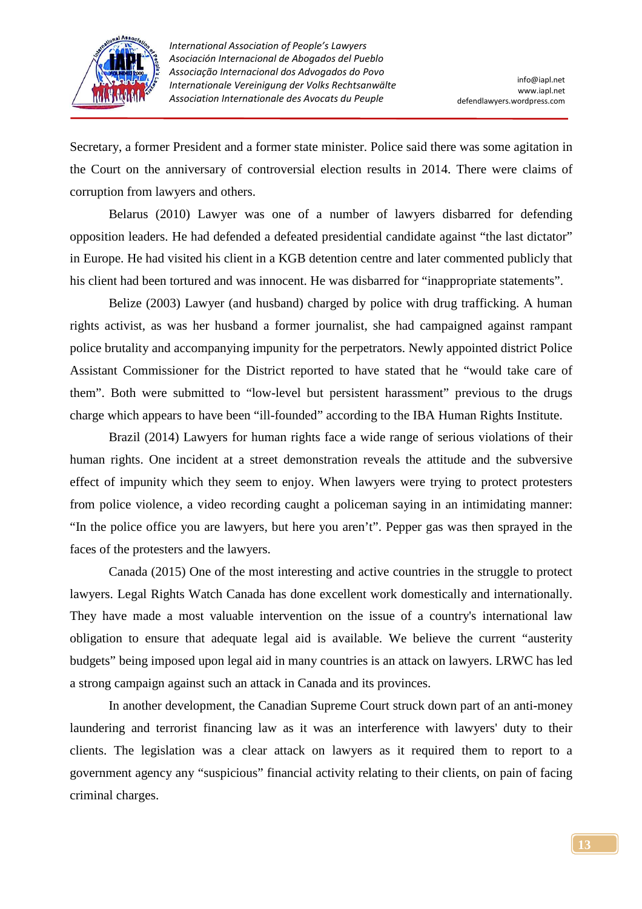Secretary, a former President and a former state minister. Police said there was some agitation in the Court on the anniversary of controversial election results in 2014. There were claims of corruption from lawyers and others.

Belarus (2010) Lawyer was one of a number of lawyers disbarred for defending opposition leaders. He had defended a defeated presidential candidate against “the last dictator” in Europe. He had visited his client in a KGB detention centre and later commented publicly that his client had been tortured and was innocent. He was disbarred for “inappropriate statements”.

Belize (2003) Lawyer (and husband) charged by police with drug trafficking. A human rights activist, as was her husband a former journalist, she had campaigned against rampant police brutality and accompanying impunity for the perpetrators. Newly appointed district Police Assistant Commissioner for the District reported to have stated that he “would take care of them”. Both were submitted to “low-level but persistent harassment” previous to the drugs charge which appears to have been “ill-founded” according to the IBA Human Rights Institute.

Brazil (2014) Lawyers for human rights face a wide range of serious violations of their human rights. One incident at a street demonstration reveals the attitude and the subversive effect of impunity which they seem to enjoy. When lawyers were trying to protect protesters from police violence, a video recording caught a policeman saying in an intimidating manner: “In the police office you are lawyers, but here you aren’t”. Pepper gas was then sprayed in the faces of the protesters and the lawyers.

Canada (2015) One of the most interesting and active countries in the struggle to protect lawyers. Legal Rights Watch Canada has done excellent work domestically and internationally. They have made a most valuable intervention on the issue of a country's international law obligation to ensure that adequate legal aid is available. We believe the current “austerity budgets” being imposed upon legal aid in many countries is an attack on lawyers. LRWC has led a strong campaign against such an attack in Canada and its provinces.

In another development, the Canadian Supreme Court struck down part of an anti-money laundering and terrorist financing law as it was an interference with lawyers' duty to their clients. The legislation was a clear attack on lawyers as it required them to report to a government agency any “suspicious” financial activity relating to their clients, on pain of facing criminal charges.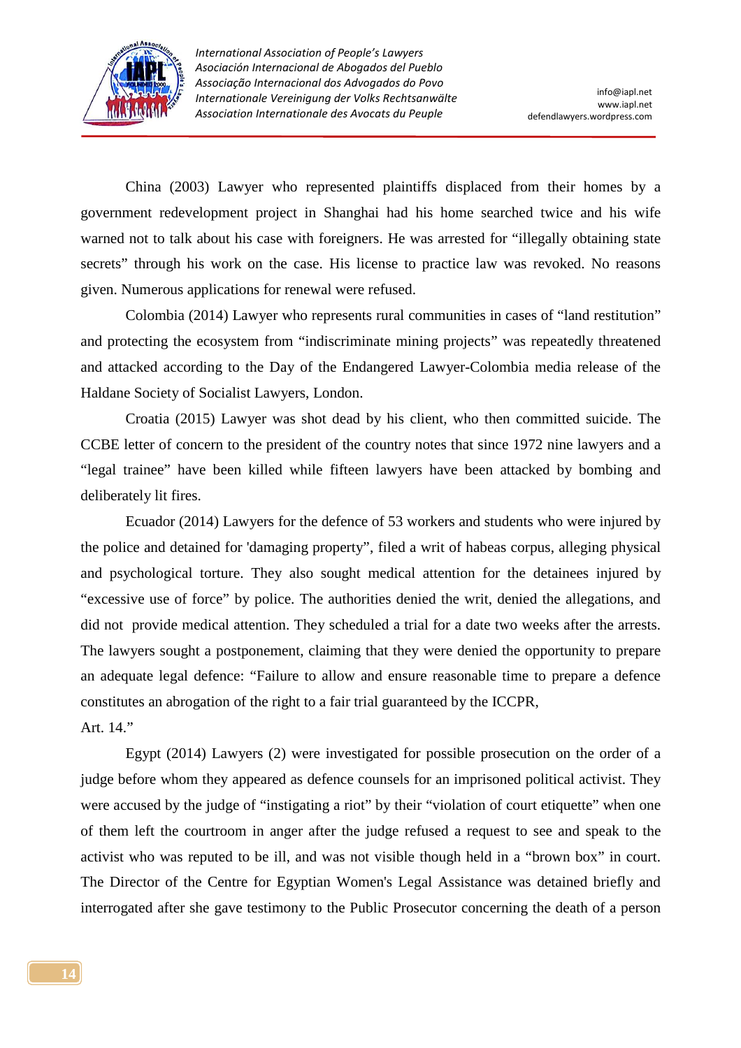China (2003) Lawyer who represented plaintiffs displaced from their homes by a government redevelopment project in Shanghai had his home searched twice and his wife warned not to talk about his case with foreigners. He was arrested for "illegally obtaining state secrets" through his work on the case. His license to practice law was revoked. No reasons given. Numerous applications for renewal were refused.

Colombia (2014) Lawyer who represents rural communities in cases of "land restitution" and protecting the ecosystem from "indiscriminate mining projects" was repeatedly threatened and attacked according to the Day of the Endangered Lawyer-Colombia media release of the Haldane Society of Socialist Lawyers, London.

Croatia (2015) Lawyer was shot dead by his client, who then committed suicide. The CCBE letter of concern to the president of the country notes that since 1972 nine lawyers and a "legal trainee" have been killed while fifteen lawyers have been attacked by bombing and deliberately lit fires.

Ecuador (2014) Lawyers for the defence of 53 workers and students who were injured by the police and detained for 'damaging property", filed a writ of habeas corpus, alleging physical and psychological torture. They also sought medical attention for the detainees injured by "excessive use of force" by police. The authorities denied the writ, denied the allegations, and did not provide medical attention. They scheduled a trial for a date two weeks after the arrests. The lawyers sought a postponement, claiming that they were denied the opportunity to prepare an adequate legal defence: "Failure to allow and ensure reasonable time to prepare a defence constitutes an abrogation of the right to a fair trial guaranteed by the ICCPR, Art. 14."

Egypt (2014) Lawyers (2) were investigated for possible prosecution on the order of a judge before whom they appeared as defence counsels for an imprisoned political activist. They were accused by the judge of "instigating a riot" by their "violation of court etiquette" when one of them left the courtroom in anger after the judge refused a request to see and speak to the activist who was reputed to be ill, and was not visible though held in a "brown box" in court. The Director of the Centre for Egyptian Women's Legal Assistance was detained briefly and interrogated after she gave testimony to the Public Prosecutor concerning the death of a person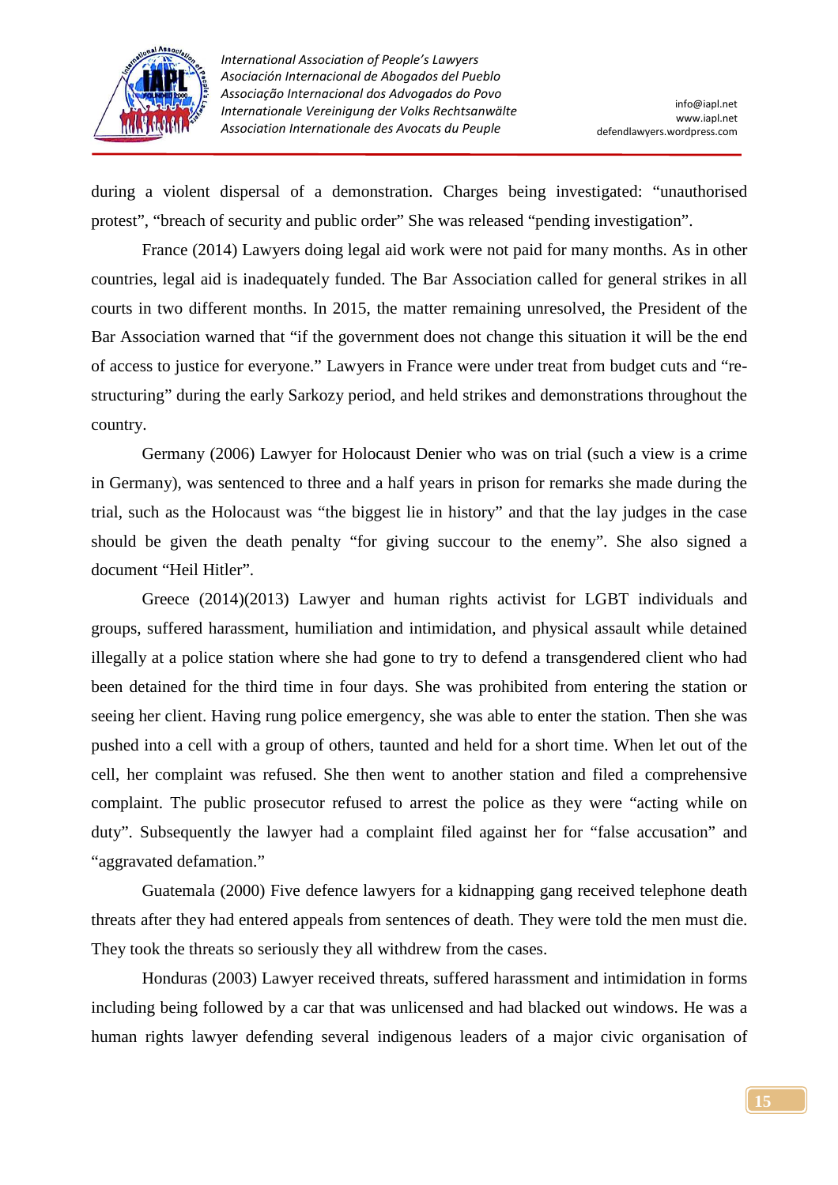during a violent dispersal of a demonstration. Charges being investigated: "unauthorised protest", "breach of security and public order" She was released "pending investigation".

France (2014) Lawyers doing legal aid work were not paid for many months. As in other countries, legal aid is inadequately funded. The Bar Association called for general strikes in all courts in two different months. In 2015, the matter remaining unresolved, the President of the Bar Association warned that "if the government does not change this situation it will be the end of access to justice for everyone." Lawyers in France were under treat from budget cuts and "re-structuring" during the early Sarkozy period, and held strikes and demonstrations throughout the country.

Germany (2006) Lawyer for Holocaust Denier who was on trial (such a view is a crime in Germany), was sentenced to three and a half years in prison for remarks she made during the trial, such as the Holocaust was "the biggest lie in history" and that the lay judges in the case should be given the death penalty "for giving succour to the enemy". She also signed a document "Heil Hitler".

Greece (2014)(2013) Lawyer and human rights activist for LGBT individuals and groups, suffered harassment, humiliation and intimidation, and physical assault while detained illegally at a police station where she had gone to try to defend a transgendered client who had been detained for the third time in four days. She was prohibited from entering the station or seeing her client. Having rung police emergency, she was able to enter the station. Then she was pushed into a cell with a group of others, taunted and held for a short time. When let out of the cell, her complaint was refused. She then went to another station and filed a comprehensive complaint. The public prosecutor refused to arrest the police as they were "acting while on duty". Subsequently the lawyer had a complaint filed against her for "false accusation" and "aggravated defamation."

Guatemala (2000) Five defence lawyers for a kidnapping gang received telephone death threats after they had entered appeals from sentences of death. They were told the men must die. They took the threats so seriously they all withdrew from the cases.

Honduras (2003) Lawyer received threats, suffered harassment and intimidation in forms including being followed by a car that was unlicensed and had blacked out windows. He was a human rights lawyer defending several indigenous leaders of a major civic organisation of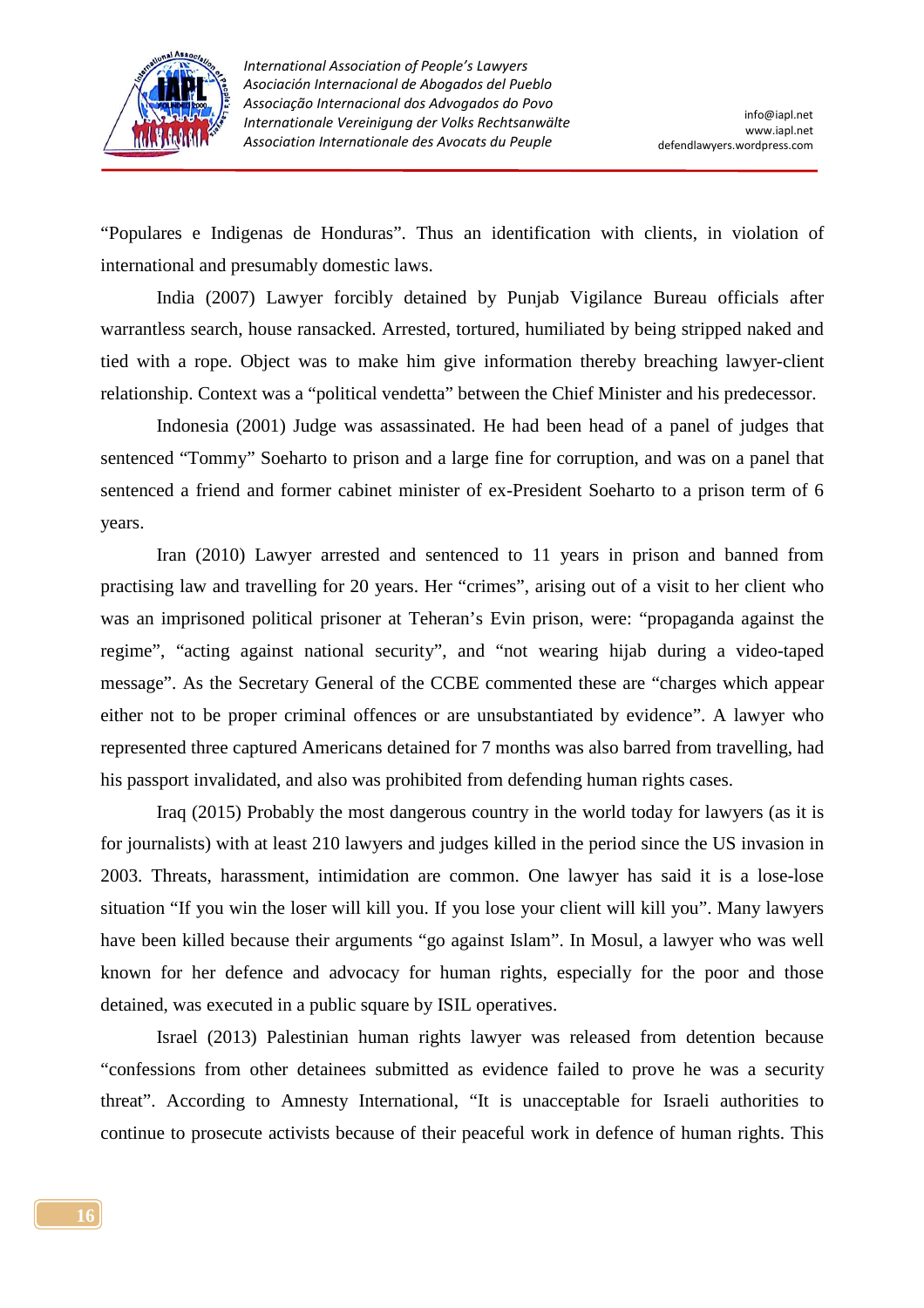"Populares e Indigenas de Honduras". Thus an identification with clients, in violation of international and presumably domestic laws.

India (2007) Lawyer forcibly detained by Punjab Vigilance Bureau officials after warrantless search, house ransacked. Arrested, tortured, humiliated by being stripped naked and tied with a rope. Object was to make him give information thereby breaching lawyer-client relationship. Context was a "political vendetta" between the Chief Minister and his predecessor.

Indonesia (2001) Judge was assassinated. He had been head of a panel of judges that sentenced "Tommy" Soeharto to prison and a large fine for corruption, and was on a panel that sentenced a friend and former cabinet minister of ex-President Soeharto to a prison term of 6 years.

Iran (2010) Lawyer arrested and sentenced to 11 years in prison and banned from practising law and travelling for 20 years. Her "crimes", arising out of a visit to her client who was an imprisoned political prisoner at Teheran's Evin prison, were: "propaganda against the regime", "acting against national security", and "not wearing hijab during a video-taped message". As the Secretary General of the CCBE commented these are "charges which appear either not to be proper criminal offences or are unsubstantiated by evidence". A lawyer who represented three captured Americans detained for 7 months was also barred from travelling, had his passport invalidated, and also was prohibited from defending human rights cases.

Iraq (2015) Probably the most dangerous country in the world today for lawyers (as it is for journalists) with at least 210 lawyers and judges killed in the period since the US invasion in 2003. Threats, harassment, intimidation are common. One lawyer has said it is a lose-lose situation "If you win the loser will kill you. If you lose your client will kill you". Many lawyers have been killed because their arguments "go against Islam". In Mosul, a lawyer who was well known for her defence and advocacy for human rights, especially for the poor and those detained, was executed in a public square by ISIL operatives.

Israel (2013) Palestinian human rights lawyer was released from detention because "confessions from other detainees submitted as evidence failed to prove he was a security threat". According to Amnesty International, "It is unacceptable for Israeli authorities to continue to prosecute activists because of their peaceful work in defence of human rights. This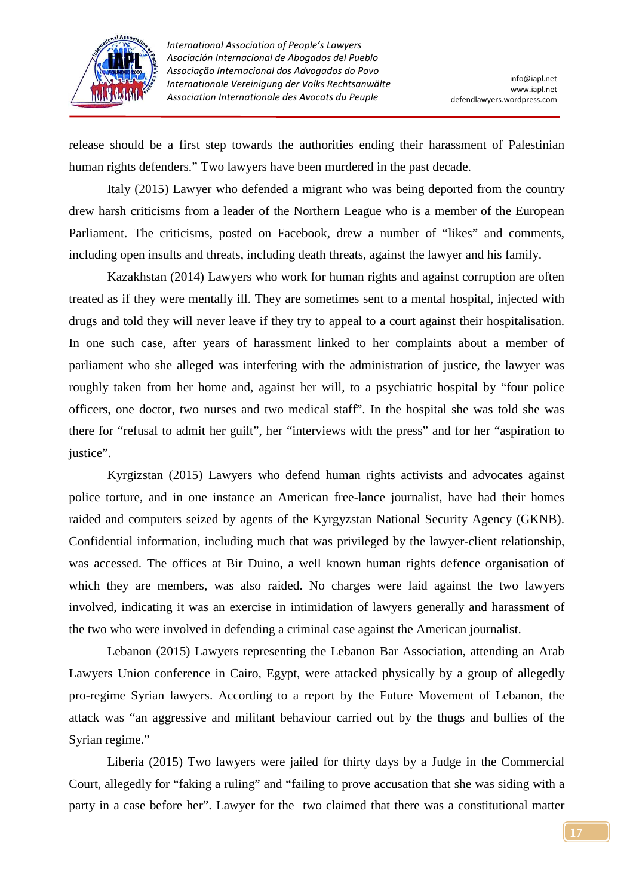release should be a first step towards the authorities ending their harassment of Palestinian human rights defenders." Two lawyers have been murdered in the past decade.

Italy (2015) Lawyer who defended a migrant who was being deported from the country drew harsh criticisms from a leader of the Northern League who is a member of the European Parliament. The criticisms, posted on Facebook, drew a number of "likes" and comments, including open insults and threats, including death threats, against the lawyer and his family.

Kazakhstan (2014) Lawyers who work for human rights and against corruption are often treated as if they were mentally ill. They are sometimes sent to a mental hospital, injected with drugs and told they will never leave if they try to appeal to a court against their hospitalisation. In one such case, after years of harassment linked to her complaints about a member of parliament who she alleged was interfering with the administration of justice, the lawyer was roughly taken from her home and, against her will, to a psychiatric hospital by "four police officers, one doctor, two nurses and two medical staff". In the hospital she was told she was there for "refusal to admit her guilt", her "interviews with the press" and for her "aspiration to justice".

Kyrgizstan (2015) Lawyers who defend human rights activists and advocates against police torture, and in one instance an American free-lance journalist, have had their homes raided and computers seized by agents of the Kyrgyzstan National Security Agency (GKNB). Confidential information, including much that was privileged by the lawyer-client relationship, was accessed. The offices at Bir Duino, a well known human rights defence organisation of which they are members, was also raided. No charges were laid against the two lawyers involved, indicating it was an exercise in intimidation of lawyers generally and harassment of the two who were involved in defending a criminal case against the American journalist.

Lebanon (2015) Lawyers representing the Lebanon Bar Association, attending an Arab Lawyers Union conference in Cairo, Egypt, were attacked physically by a group of allegedly pro-regime Syrian lawyers. According to a report by the Future Movement of Lebanon, the attack was "an aggressive and militant behaviour carried out by the thugs and bullies of the Syrian regime."

Liberia (2015) Two lawyers were jailed for thirty days by a Judge in the Commercial Court, allegedly for "faking a ruling" and "failing to prove accusation that she was siding with a party in a case before her". Lawyer for the two claimed that there was a constitutional matter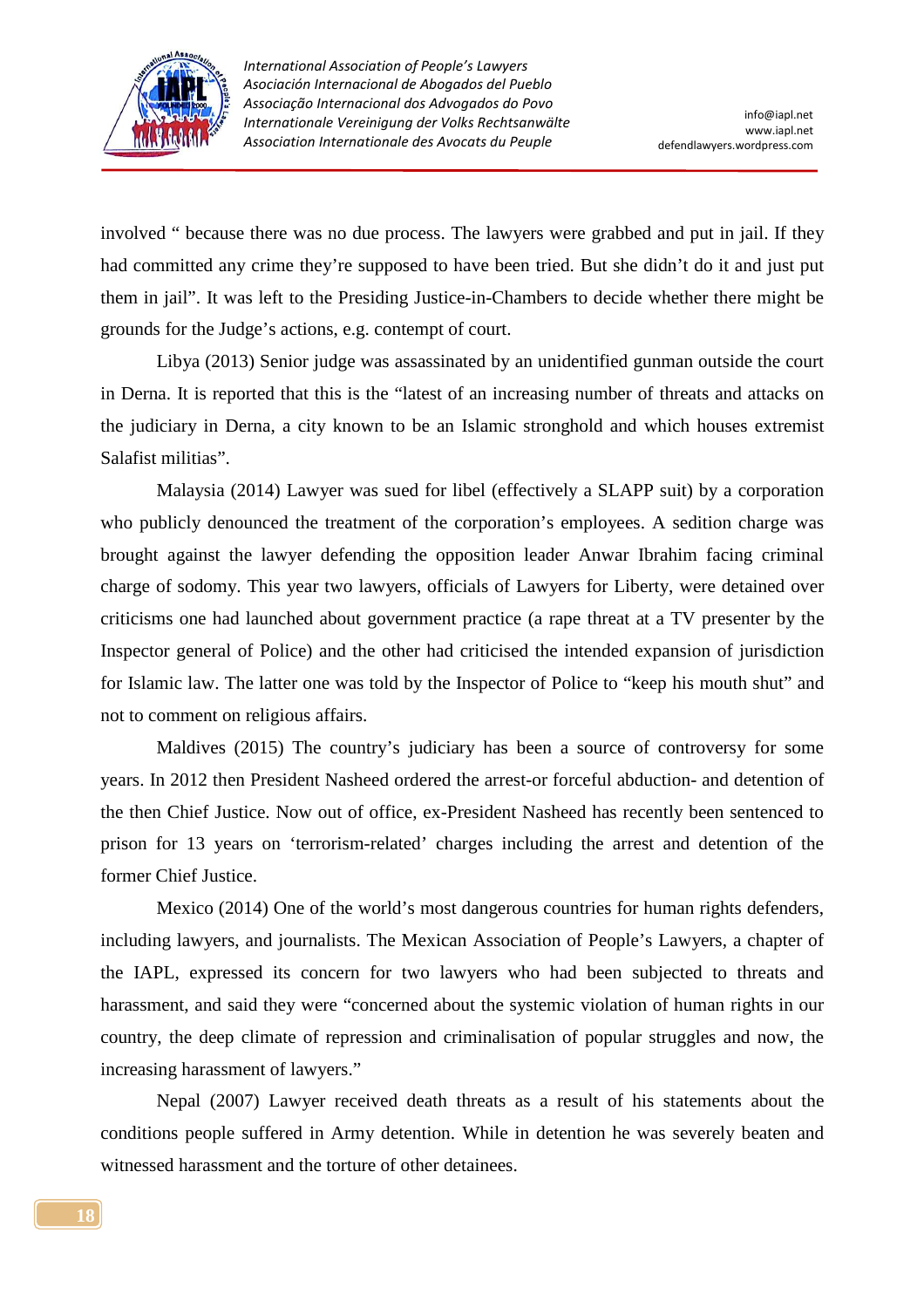involved " because there was no due process. The lawyers were grabbed and put in jail. If they had committed any crime they're supposed to have been tried. But she didn't do it and just put them in jail". It was left to the Presiding Justice-in-Chambers to decide whether there might be grounds for the Judge's actions, e.g. contempt of court.

Libya (2013) Senior judge was assassinated by an unidentified gunman outside the court in Derna. It is reported that this is the "latest of an increasing number of threats and attacks on the judiciary in Derna, a city known to be an Islamic stronghold and which houses extremist Salafist militias".

Malaysia (2014) Lawyer was sued for libel (effectively a SLAPP suit) by a corporation who publicly denounced the treatment of the corporation's employees. A sedition charge was brought against the lawyer defending the opposition leader Anwar Ibrahim facing criminal charge of sodomy. This year two lawyers, officials of Lawyers for Liberty, were detained over criticisms one had launched about government practice (a rape threat at a TV presenter by the Inspector general of Police) and the other had criticised the intended expansion of jurisdiction for Islamic law. The latter one was told by the Inspector of Police to "keep his mouth shut" and not to comment on religious affairs.

Maldives (2015) The country's judiciary has been a source of controversy for some years. In 2012 then President Nasheed ordered the arrest-or forceful abduction- and detention of the then Chief Justice. Now out of office, ex-President Nasheed has recently been sentenced to prison for 13 years on 'terrorism-related' charges including the arrest and detention of the former Chief Justice.

Mexico (2014) One of the world's most dangerous countries for human rights defenders, including lawyers, and journalists. The Mexican Association of People's Lawyers, a chapter of the IAPL, expressed its concern for two lawyers who had been subjected to threats and harassment, and said they were "concerned about the systemic violation of human rights in our country, the deep climate of repression and criminalisation of popular struggles and now, the increasing harassment of lawyers."

Nepal (2007) Lawyer received death threats as a result of his statements about the conditions people suffered in Army detention. While in detention he was severely beaten and witnessed harassment and the torture of other detainees.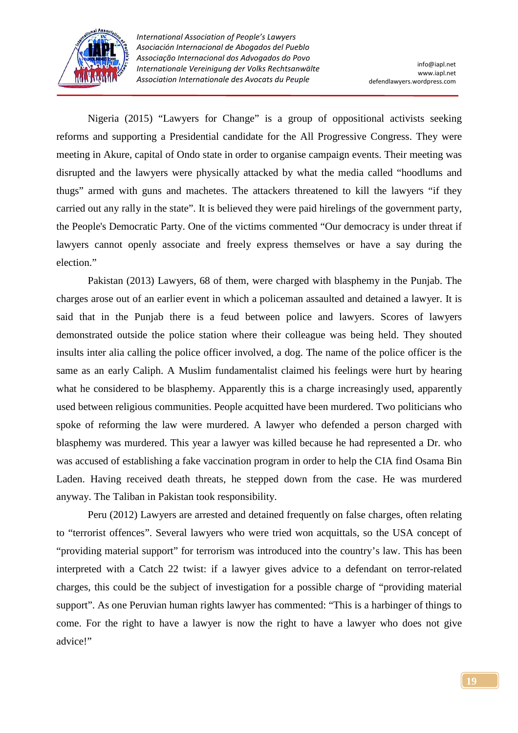Nigeria (2015) “Lawyers for Change” is a group of oppositional activists seeking reforms and supporting a Presidential candidate for the All Progressive Congress. They were meeting in Akure, capital of Ondo state in order to organise campaign events. Their meeting was disrupted and the lawyers were physically attacked by what the media called “hoodlums and thugs” armed with guns and machetes. The attackers threatened to kill the lawyers “if they carried out any rally in the state”. It is believed they were paid hirelings of the government party, the People's Democratic Party. One of the victims commented “Our democracy is under threat if lawyers cannot openly associate and freely express themselves or have a say during the election.”

Pakistan (2013) Lawyers, 68 of them, were charged with blasphemy in the Punjab. The charges arose out of an earlier event in which a policeman assaulted and detained a lawyer. It is said that in the Punjab there is a feud between police and lawyers. Scores of lawyers demonstrated outside the police station where their colleague was being held. They shouted insults inter alia calling the police officer involved, a dog. The name of the police officer is the same as an early Caliph. A Muslim fundamentalist claimed his feelings were hurt by hearing what he considered to be blasphemy. Apparently this is a charge increasingly used, apparently used between religious communities. People acquitted have been murdered. Two politicians who spoke of reforming the law were murdered. A lawyer who defended a person charged with blasphemy was murdered. This year a lawyer was killed because he had represented a Dr. who was accused of establishing a fake vaccination program in order to help the CIA find Osama Bin Laden. Having received death threats, he stepped down from the case. He was murdered anyway. The Taliban in Pakistan took responsibility.

Peru (2012) Lawyers are arrested and detained frequently on false charges, often relating to “terrorist offences”. Several lawyers who were tried won acquittals, so the USA concept of “providing material support” for terrorism was introduced into the country’s law. This has been interpreted with a Catch 22 twist: if a lawyer gives advice to a defendant on terror-related charges, this could be the subject of investigation for a possible charge of “providing material support”. As one Peruvian human rights lawyer has commented: “This is a harbinger of things to come. For the right to have a lawyer is now the right to have a lawyer who does not give advice!”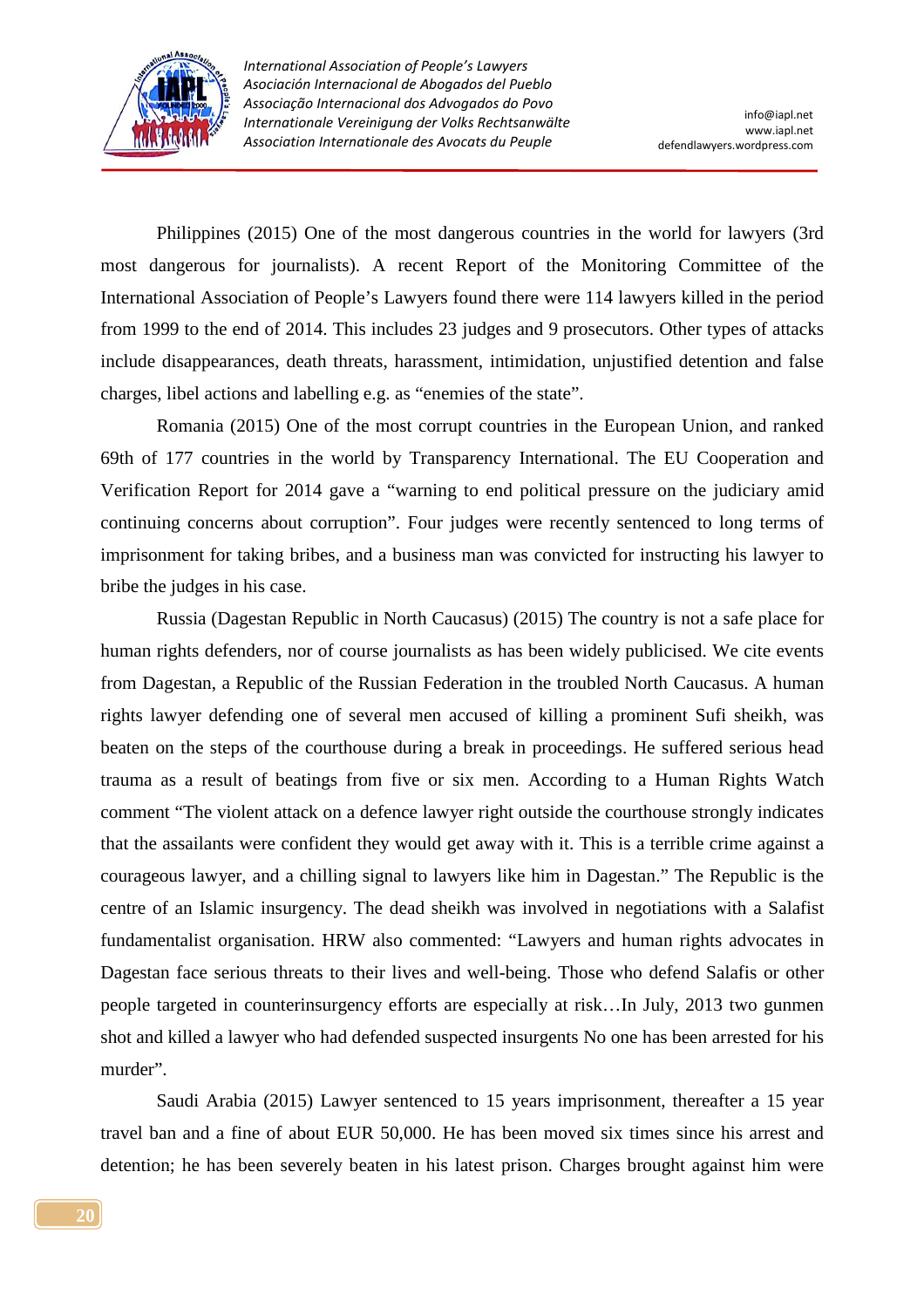Philippines (2015) One of the most dangerous countries in the world for lawyers (3rd most dangerous for journalists). A recent Report of the Monitoring Committee of the International Association of People's Lawyers found there were 114 lawyers killed in the period from 1999 to the end of 2014. This includes 23 judges and 9 prosecutors. Other types of attacks include disappearances, death threats, harassment, intimidation, unjustified detention and false charges, libel actions and labelling e.g. as "enemies of the state".

Romania (2015) One of the most corrupt countries in the European Union, and ranked 69th of 177 countries in the world by Transparency International. The EU Cooperation and Verification Report for 2014 gave a "warning to end political pressure on the judiciary amid continuing concerns about corruption". Four judges were recently sentenced to long terms of imprisonment for taking bribes, and a business man was convicted for instructing his lawyer to bribe the judges in his case.

Russia (Dagestan Republic in North Caucasus) (2015) The country is not a safe place for human rights defenders, nor of course journalists as has been widely publicised. We cite events from Dagestan, a Republic of the Russian Federation in the troubled North Caucasus. A human rights lawyer defending one of several men accused of killing a prominent Sufi sheikh, was beaten on the steps of the courthouse during a break in proceedings. He suffered serious head trauma as a result of beatings from five or six men. According to a Human Rights Watch comment "The violent attack on a defence lawyer right outside the courthouse strongly indicates that the assailants were confident they would get away with it. This is a terrible crime against a courageous lawyer, and a chilling signal to lawyers like him in Dagestan." The Republic is the centre of an Islamic insurgency. The dead sheikh was involved in negotiations with a Salafist fundamentalist organisation. HRW also commented: "Lawyers and human rights advocates in Dagestan face serious threats to their lives and well-being. Those who defend Salafis or other people targeted in counterinsurgency efforts are especially at risk…In July, 2013 two gunmen shot and killed a lawyer who had defended suspected insurgents No one has been arrested for his murder".

Saudi Arabia (2015) Lawyer sentenced to 15 years imprisonment, thereafter a 15 year travel ban and a fine of about EUR 50,000. He has been moved six times since his arrest and detention; he has been severely beaten in his latest prison. Charges brought against him were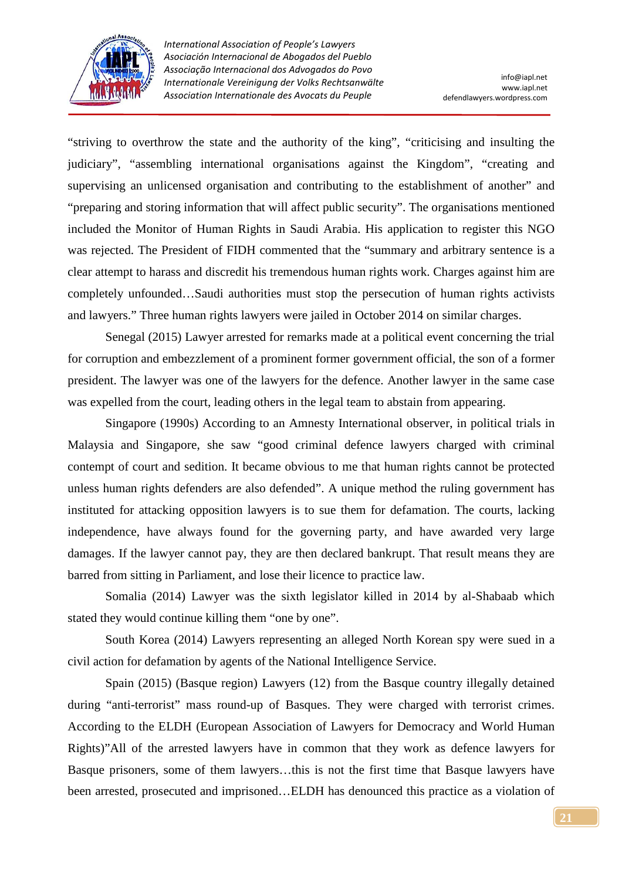"striving to overthrow the state and the authority of the king", "criticising and insulting the judiciary", "assembling international organisations against the Kingdom", "creating and supervising an unlicensed organisation and contributing to the establishment of another" and "preparing and storing information that will affect public security". The organisations mentioned included the Monitor of Human Rights in Saudi Arabia. His application to register this NGO was rejected. The President of FIDH commented that the "summary and arbitrary sentence is a clear attempt to harass and discredit his tremendous human rights work. Charges against him are completely unfounded…Saudi authorities must stop the persecution of human rights activists and lawyers." Three human rights lawyers were jailed in October 2014 on similar charges.

Senegal (2015) Lawyer arrested for remarks made at a political event concerning the trial for corruption and embezzlement of a prominent former government official, the son of a former president. The lawyer was one of the lawyers for the defence. Another lawyer in the same case was expelled from the court, leading others in the legal team to abstain from appearing.

Singapore (1990s) According to an Amnesty International observer, in political trials in Malaysia and Singapore, she saw "good criminal defence lawyers charged with criminal contempt of court and sedition. It became obvious to me that human rights cannot be protected unless human rights defenders are also defended". A unique method the ruling government has instituted for attacking opposition lawyers is to sue them for defamation. The courts, lacking independence, have always found for the governing party, and have awarded very large damages. If the lawyer cannot pay, they are then declared bankrupt. That result means they are barred from sitting in Parliament, and lose their licence to practice law.

Somalia (2014) Lawyer was the sixth legislator killed in 2014 by al-Shabaab which stated they would continue killing them "one by one".

South Korea (2014) Lawyers representing an alleged North Korean spy were sued in a civil action for defamation by agents of the National Intelligence Service.

Spain (2015) (Basque region) Lawyers (12) from the Basque country illegally detained during "anti-terrorist" mass round-up of Basques. They were charged with terrorist crimes. According to the ELDH (European Association of Lawyers for Democracy and World Human Rights)"All of the arrested lawyers have in common that they work as defence lawyers for Basque prisoners, some of them lawyers…this is not the first time that Basque lawyers have been arrested, prosecuted and imprisoned…ELDH has denounced this practice as a violation of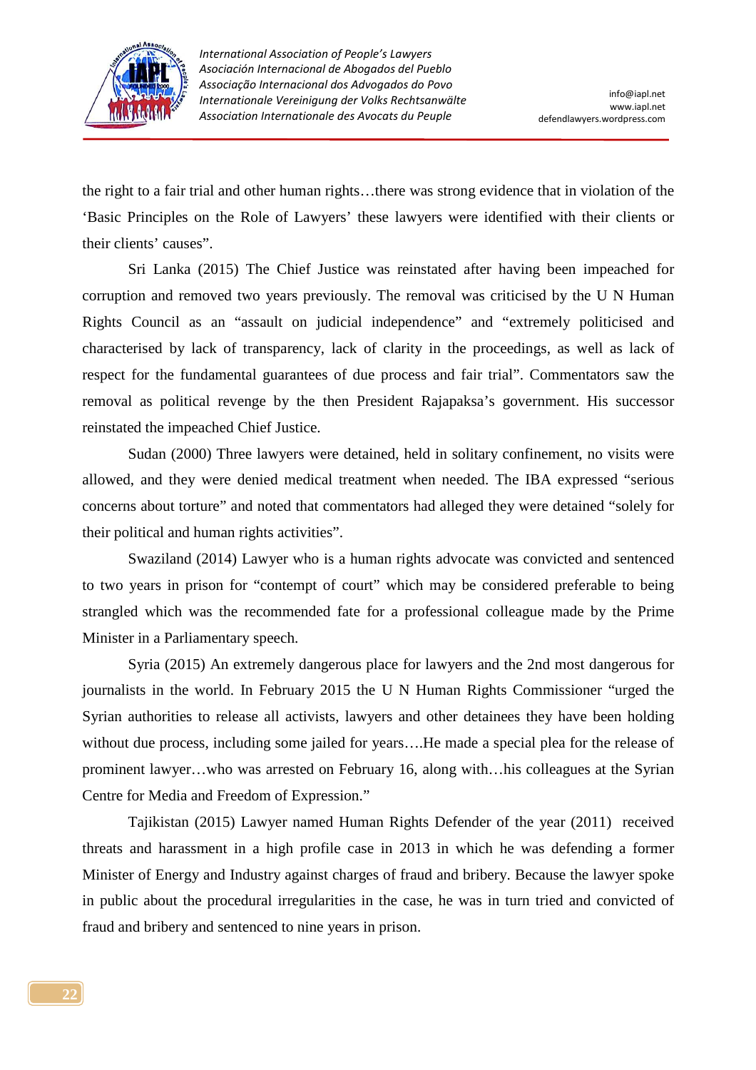the right to a fair trial and other human rights…there was strong evidence that in violation of the 'Basic Principles on the Role of Lawyers' these lawyers were identified with their clients or their clients' causes".

Sri Lanka (2015) The Chief Justice was reinstated after having been impeached for corruption and removed two years previously. The removal was criticised by the U N Human Rights Council as an "assault on judicial independence" and "extremely politicised and characterised by lack of transparency, lack of clarity in the proceedings, as well as lack of respect for the fundamental guarantees of due process and fair trial". Commentators saw the removal as political revenge by the then President Rajapaksa's government. His successor reinstated the impeached Chief Justice.

Sudan (2000) Three lawyers were detained, held in solitary confinement, no visits were allowed, and they were denied medical treatment when needed. The IBA expressed "serious concerns about torture" and noted that commentators had alleged they were detained "solely for their political and human rights activities".

Swaziland (2014) Lawyer who is a human rights advocate was convicted and sentenced to two years in prison for "contempt of court" which may be considered preferable to being strangled which was the recommended fate for a professional colleague made by the Prime Minister in a Parliamentary speech.

Syria (2015) An extremely dangerous place for lawyers and the 2nd most dangerous for journalists in the world. In February 2015 the U N Human Rights Commissioner "urged the Syrian authorities to release all activists, lawyers and other detainees they have been holding without due process, including some jailed for years….He made a special plea for the release of prominent lawyer…who was arrested on February 16, along with…his colleagues at the Syrian Centre for Media and Freedom of Expression."

Tajikistan (2015) Lawyer named Human Rights Defender of the year (2011) received threats and harassment in a high profile case in 2013 in which he was defending a former Minister of Energy and Industry against charges of fraud and bribery. Because the lawyer spoke in public about the procedural irregularities in the case, he was in turn tried and convicted of fraud and bribery and sentenced to nine years in prison.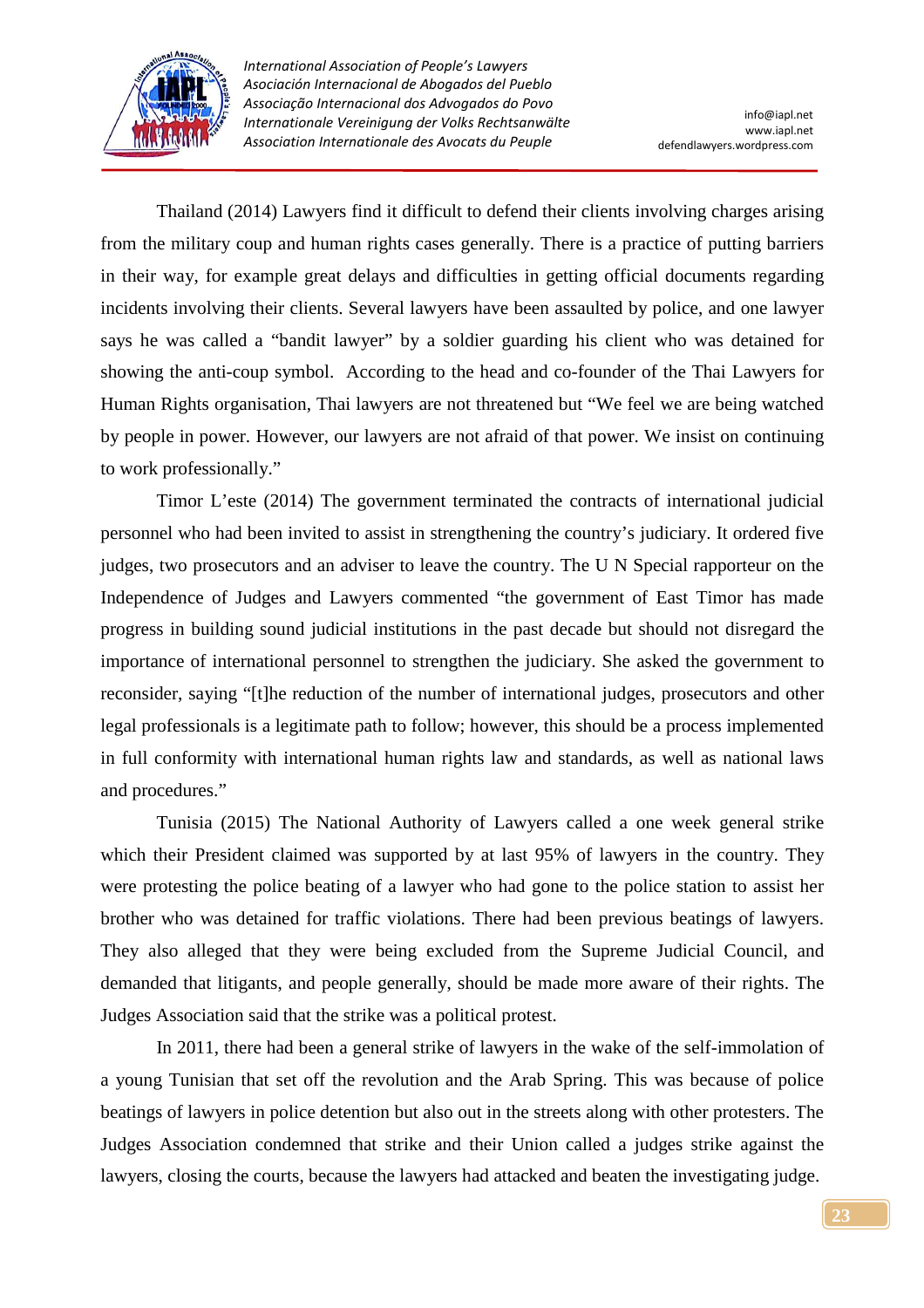Thailand (2014) Lawyers find it difficult to defend their clients involving charges arising from the military coup and human rights cases generally. There is a practice of putting barriers in their way, for example great delays and difficulties in getting official documents regarding incidents involving their clients. Several lawyers have been assaulted by police, and one lawyer says he was called a "bandit lawyer" by a soldier guarding his client who was detained for showing the anti-coup symbol. According to the head and co-founder of the Thai Lawyers for Human Rights organisation, Thai lawyers are not threatened but "We feel we are being watched by people in power. However, our lawyers are not afraid of that power. We insist on continuing to work professionally."

Timor L'este (2014) The government terminated the contracts of international judicial personnel who had been invited to assist in strengthening the country's judiciary. It ordered five judges, two prosecutors and an adviser to leave the country. The U N Special rapporteur on the Independence of Judges and Lawyers commented "the government of East Timor has made progress in building sound judicial institutions in the past decade but should not disregard the importance of international personnel to strengthen the judiciary. She asked the government to reconsider, saying "[t]he reduction of the number of international judges, prosecutors and other legal professionals is a legitimate path to follow; however, this should be a process implemented in full conformity with international human rights law and standards, as well as national laws and procedures."

Tunisia (2015) The National Authority of Lawyers called a one week general strike which their President claimed was supported by at last 95% of lawyers in the country. They were protesting the police beating of a lawyer who had gone to the police station to assist her brother who was detained for traffic violations. There had been previous beatings of lawyers. They also alleged that they were being excluded from the Supreme Judicial Council, and demanded that litigants, and people generally, should be made more aware of their rights. The Judges Association said that the strike was a political protest.

In 2011, there had been a general strike of lawyers in the wake of the self-immolation of a young Tunisian that set off the revolution and the Arab Spring. This was because of police beatings of lawyers in police detention but also out in the streets along with other protesters. The Judges Association condemned that strike and their Union called a judges strike against the lawyers, closing the courts, because the lawyers had attacked and beaten the investigating judge.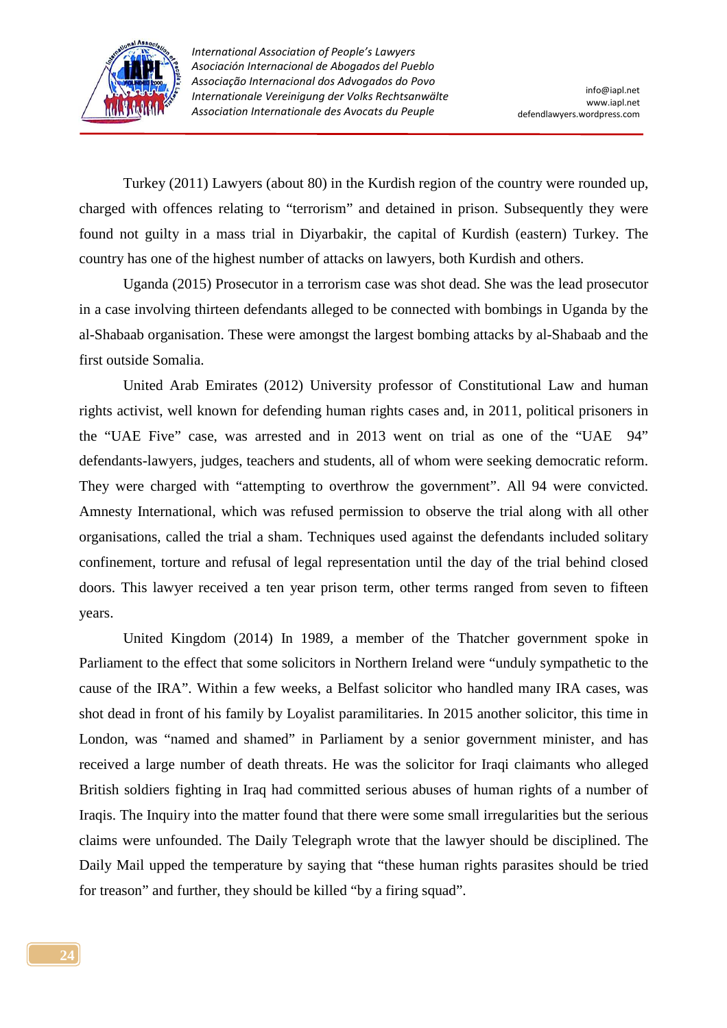Turkey (2011) Lawyers (about 80) in the Kurdish region of the country were rounded up, charged with offences relating to "terrorism" and detained in prison. Subsequently they were found not guilty in a mass trial in Diyarbakir, the capital of Kurdish (eastern) Turkey. The country has one of the highest number of attacks on lawyers, both Kurdish and others.

Uganda (2015) Prosecutor in a terrorism case was shot dead. She was the lead prosecutor in a case involving thirteen defendants alleged to be connected with bombings in Uganda by the al-Shabaab organisation. These were amongst the largest bombing attacks by al-Shabaab and the first outside Somalia.

United Arab Emirates (2012) University professor of Constitutional Law and human rights activist, well known for defending human rights cases and, in 2011, political prisoners in the "UAE Five" case, was arrested and in 2013 went on trial as one of the "UAE 94" defendants-lawyers, judges, teachers and students, all of whom were seeking democratic reform. They were charged with "attempting to overthrow the government". All 94 were convicted. Amnesty International, which was refused permission to observe the trial along with all other organisations, called the trial a sham. Techniques used against the defendants included solitary confinement, torture and refusal of legal representation until the day of the trial behind closed doors. This lawyer received a ten year prison term, other terms ranged from seven to fifteen years.

United Kingdom (2014) In 1989, a member of the Thatcher government spoke in Parliament to the effect that some solicitors in Northern Ireland were "unduly sympathetic to the cause of the IRA". Within a few weeks, a Belfast solicitor who handled many IRA cases, was shot dead in front of his family by Loyalist paramilitaries. In 2015 another solicitor, this time in London, was "named and shamed" in Parliament by a senior government minister, and has received a large number of death threats. He was the solicitor for Iraqi claimants who alleged British soldiers fighting in Iraq had committed serious abuses of human rights of a number of Iraqis. The Inquiry into the matter found that there were some small irregularities but the serious claims were unfounded. The Daily Telegraph wrote that the lawyer should be disciplined. The Daily Mail upped the temperature by saying that "these human rights parasites should be tried for treason" and further, they should be killed "by a firing squad".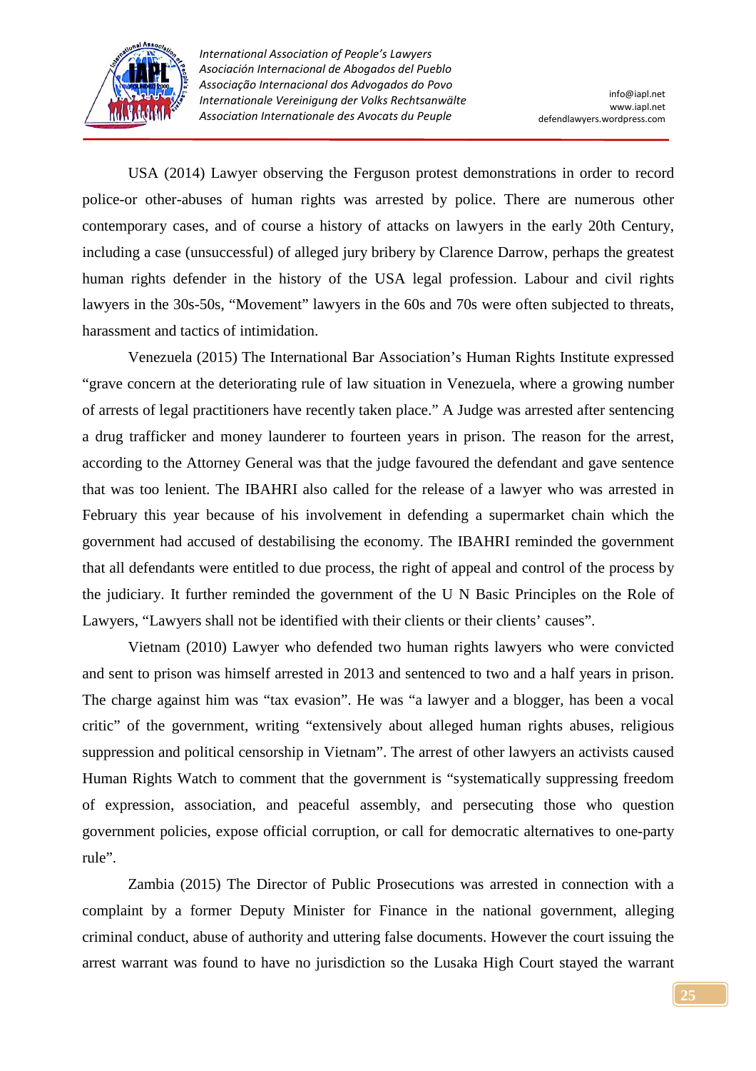USA (2014) Lawyer observing the Ferguson protest demonstrations in order to record police-or other-abuses of human rights was arrested by police. There are numerous other contemporary cases, and of course a history of attacks on lawyers in the early 20th Century, including a case (unsuccessful) of alleged jury bribery by Clarence Darrow, perhaps the greatest human rights defender in the history of the USA legal profession. Labour and civil rights lawyers in the 30s-50s, "Movement" lawyers in the 60s and 70s were often subjected to threats, harassment and tactics of intimidation.

Venezuela (2015) The International Bar Association's Human Rights Institute expressed "grave concern at the deteriorating rule of law situation in Venezuela, where a growing number of arrests of legal practitioners have recently taken place." A Judge was arrested after sentencing a drug trafficker and money launderer to fourteen years in prison. The reason for the arrest, according to the Attorney General was that the judge favoured the defendant and gave sentence that was too lenient. The IBAHRI also called for the release of a lawyer who was arrested in February this year because of his involvement in defending a supermarket chain which the government had accused of destabilising the economy. The IBAHRI reminded the government that all defendants were entitled to due process, the right of appeal and control of the process by the judiciary. It further reminded the government of the U N Basic Principles on the Role of Lawyers, "Lawyers shall not be identified with their clients or their clients' causes".

Vietnam (2010) Lawyer who defended two human rights lawyers who were convicted and sent to prison was himself arrested in 2013 and sentenced to two and a half years in prison. The charge against him was "tax evasion". He was "a lawyer and a blogger, has been a vocal critic" of the government, writing "extensively about alleged human rights abuses, religious suppression and political censorship in Vietnam". The arrest of other lawyers an activists caused Human Rights Watch to comment that the government is "systematically suppressing freedom of expression, association, and peaceful assembly, and persecuting those who question government policies, expose official corruption, or call for democratic alternatives to one-party rule".

Zambia (2015) The Director of Public Prosecutions was arrested in connection with a complaint by a former Deputy Minister for Finance in the national government, alleging criminal conduct, abuse of authority and uttering false documents. However the court issuing the arrest warrant was found to have no jurisdiction so the Lusaka High Court stayed the warrant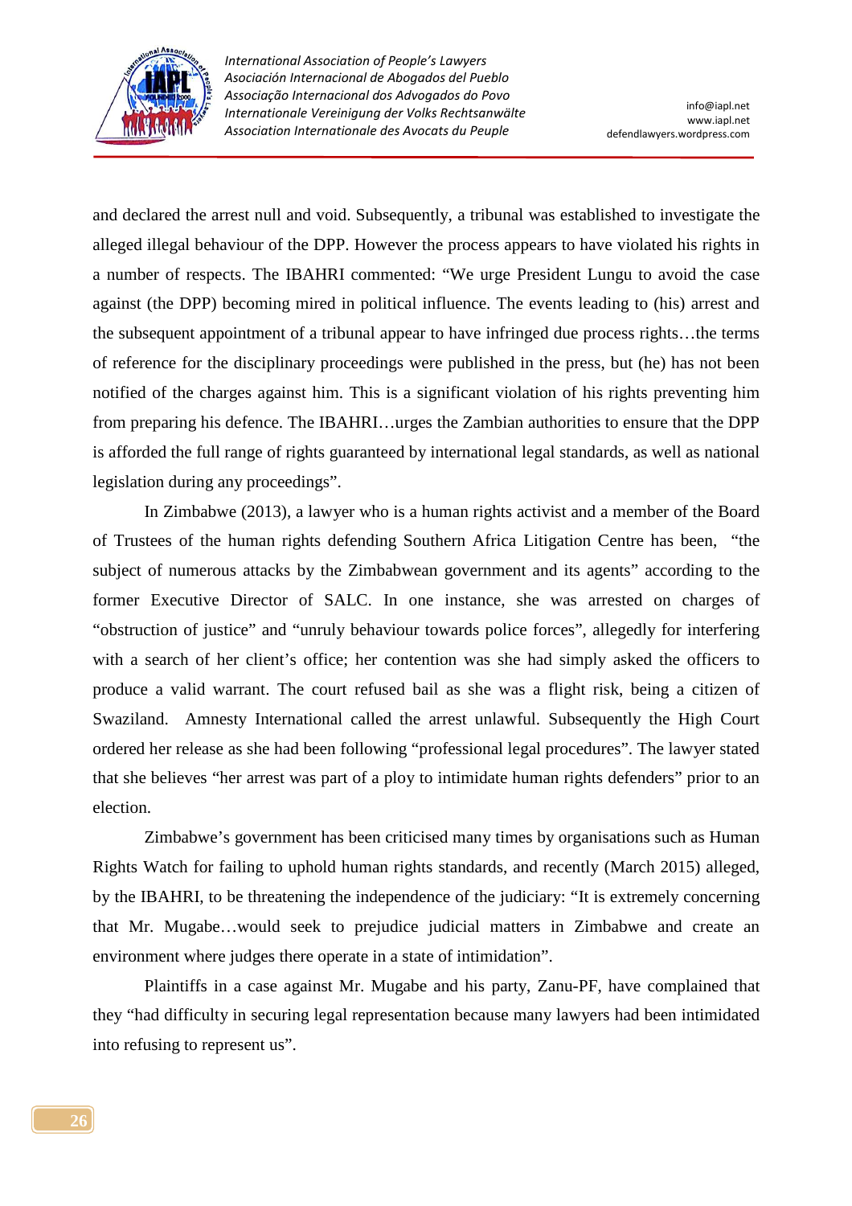and declared the arrest null and void. Subsequently, a tribunal was established to investigate the alleged illegal behaviour of the DPP. However the process appears to have violated his rights in a number of respects. The IBAHRI commented: "We urge President Lungu to avoid the case against (the DPP) becoming mired in political influence. The events leading to (his) arrest and the subsequent appointment of a tribunal appear to have infringed due process rights…the terms of reference for the disciplinary proceedings were published in the press, but (he) has not been notified of the charges against him. This is a significant violation of his rights preventing him from preparing his defence. The IBAHRI…urges the Zambian authorities to ensure that the DPP is afforded the full range of rights guaranteed by international legal standards, as well as national legislation during any proceedings".

In Zimbabwe (2013), a lawyer who is a human rights activist and a member of the Board of Trustees of the human rights defending Southern Africa Litigation Centre has been, "the subject of numerous attacks by the Zimbabwean government and its agents" according to the former Executive Director of SALC. In one instance, she was arrested on charges of "obstruction of justice" and "unruly behaviour towards police forces", allegedly for interfering with a search of her client's office; her contention was she had simply asked the officers to produce a valid warrant. The court refused bail as she was a flight risk, being a citizen of Swaziland. Amnesty International called the arrest unlawful. Subsequently the High Court ordered her release as she had been following "professional legal procedures". The lawyer stated that she believes "her arrest was part of a ploy to intimidate human rights defenders" prior to an election.

Zimbabwe's government has been criticised many times by organisations such as Human Rights Watch for failing to uphold human rights standards, and recently (March 2015) alleged, by the IBAHRI, to be threatening the independence of the judiciary: "It is extremely concerning that Mr. Mugabe…would seek to prejudice judicial matters in Zimbabwe and create an environment where judges there operate in a state of intimidation".

Plaintiffs in a case against Mr. Mugabe and his party, Zanu-PF, have complained that they "had difficulty in securing legal representation because many lawyers had been intimidated into refusing to represent us".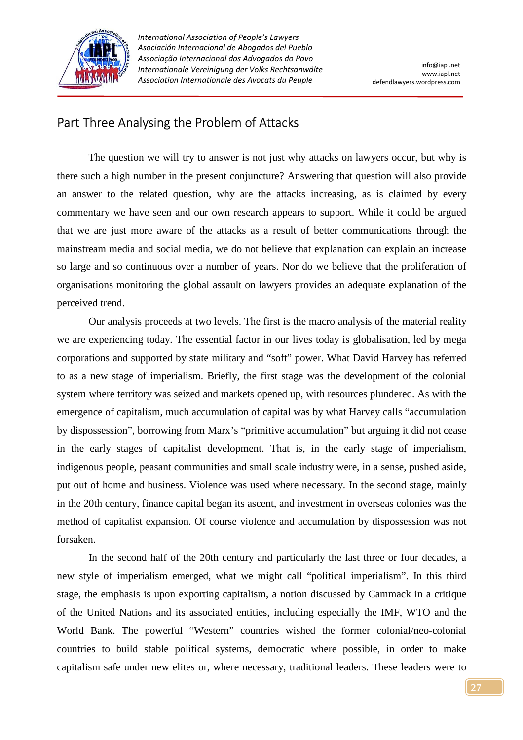## Part Three Analysing the Problem of Attacks

The question we will try to answer is not just why attacks on lawyers occur, but why is there such a high number in the present conjuncture? Answering that question will also provide an answer to the related question, why are the attacks increasing, as is claimed by every commentary we have seen and our own research appears to support. While it could be argued that we are just more aware of the attacks as a result of better communications through the mainstream media and social media, we do not believe that explanation can explain an increase so large and so continuous over a number of years. Nor do we believe that the proliferation of organisations monitoring the global assault on lawyers provides an adequate explanation of the perceived trend.

Our analysis proceeds at two levels. The first is the macro analysis of the material reality we are experiencing today. The essential factor in our lives today is globalisation, led by mega corporations and supported by state military and "soft" power. What David Harvey has referred to as a new stage of imperialism. Briefly, the first stage was the development of the colonial system where territory was seized and markets opened up, with resources plundered. As with the emergence of capitalism, much accumulation of capital was by what Harvey calls "accumulation by dispossession", borrowing from Marx's "primitive accumulation" but arguing it did not cease in the early stages of capitalist development. That is, in the early stage of imperialism, indigenous people, peasant communities and small scale industry were, in a sense, pushed aside, put out of home and business. Violence was used where necessary. In the second stage, mainly in the 20th century, finance capital began its ascent, and investment in overseas colonies was the method of capitalist expansion. Of course violence and accumulation by dispossession was not forsaken.

In the second half of the 20th century and particularly the last three or four decades, a new style of imperialism emerged, what we might call "political imperialism". In this third stage, the emphasis is upon exporting capitalism, a notion discussed by Cammack in a critique of the United Nations and its associated entities, including especially the IMF, WTO and the World Bank. The powerful "Western" countries wished the former colonial/neo-colonial countries to build stable political systems, democratic where possible, in order to make capitalism safe under new elites or, where necessary, traditional leaders. These leaders were to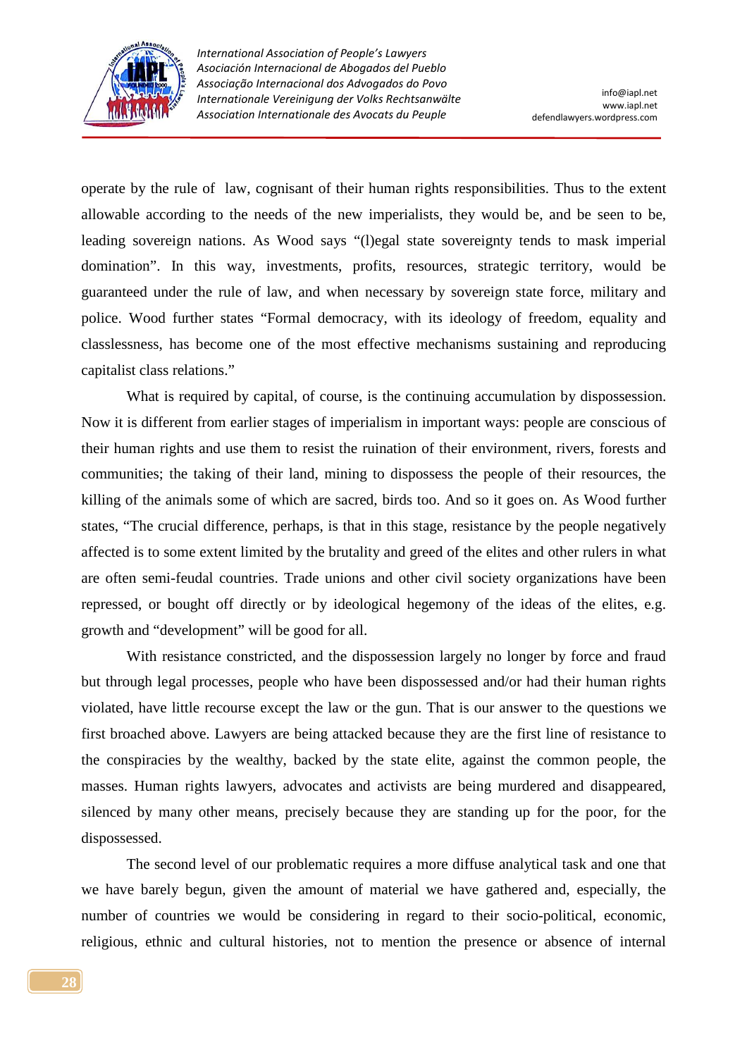operate by the rule of law, cognisant of their human rights responsibilities. Thus to the extent allowable according to the needs of the new imperialists, they would be, and be seen to be, leading sovereign nations. As Wood says "(l)egal state sovereignty tends to mask imperial domination". In this way, investments, profits, resources, strategic territory, would be guaranteed under the rule of law, and when necessary by sovereign state force, military and police. Wood further states "Formal democracy, with its ideology of freedom, equality and classlessness, has become one of the most effective mechanisms sustaining and reproducing capitalist class relations."

What is required by capital, of course, is the continuing accumulation by dispossession. Now it is different from earlier stages of imperialism in important ways: people are conscious of their human rights and use them to resist the ruination of their environment, rivers, forests and communities; the taking of their land, mining to dispossess the people of their resources, the killing of the animals some of which are sacred, birds too. And so it goes on. As Wood further states, "The crucial difference, perhaps, is that in this stage, resistance by the people negatively affected is to some extent limited by the brutality and greed of the elites and other rulers in what are often semi-feudal countries. Trade unions and other civil society organizations have been repressed, or bought off directly or by ideological hegemony of the ideas of the elites, e.g. growth and "development" will be good for all.

With resistance constricted, and the dispossession largely no longer by force and fraud but through legal processes, people who have been dispossessed and/or had their human rights violated, have little recourse except the law or the gun. That is our answer to the questions we first broached above. Lawyers are being attacked because they are the first line of resistance to the conspiracies by the wealthy, backed by the state elite, against the common people, the masses. Human rights lawyers, advocates and activists are being murdered and disappeared, silenced by many other means, precisely because they are standing up for the poor, for the dispossessed.

The second level of our problematic requires a more diffuse analytical task and one that we have barely begun, given the amount of material we have gathered and, especially, the number of countries we would be considering in regard to their socio-political, economic, religious, ethnic and cultural histories, not to mention the presence or absence of internal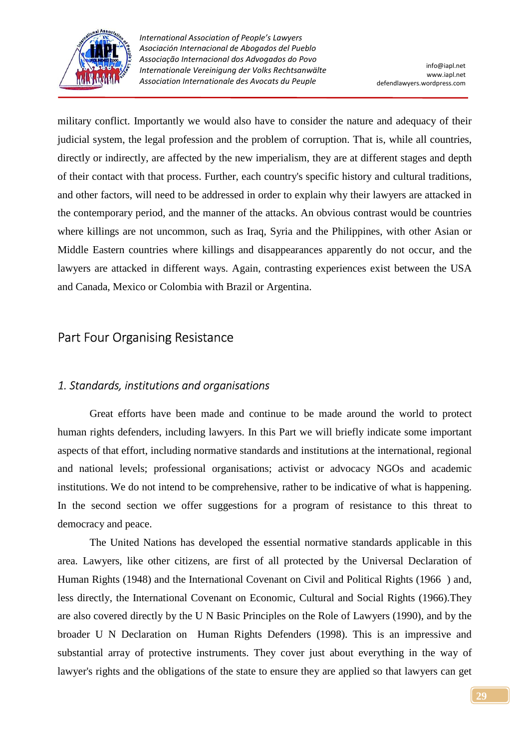military conflict. Importantly we would also have to consider the nature and adequacy of their judicial system, the legal profession and the problem of corruption. That is, while all countries, directly or indirectly, are affected by the new imperialism, they are at different stages and depth of their contact with that process. Further, each country's specific history and cultural traditions, and other factors, will need to be addressed in order to explain why their lawyers are attacked in the contemporary period, and the manner of the attacks. An obvious contrast would be countries where killings are not uncommon, such as Iraq, Syria and the Philippines, with other Asian or Middle Eastern countries where killings and disappearances apparently do not occur, and the lawyers are attacked in different ways. Again, contrasting experiences exist between the USA and Canada, Mexico or Colombia with Brazil or Argentina.

## Part Four Organising Resistance

### *1. Standards, institutions and organisations*

Great efforts have been made and continue to be made around the world to protect human rights defenders, including lawyers. In this Part we will briefly indicate some important aspects of that effort, including normative standards and institutions at the international, regional and national levels; professional organisations; activist or advocacy NGOs and academic institutions. We do not intend to be comprehensive, rather to be indicative of what is happening. In the second section we offer suggestions for a program of resistance to this threat to democracy and peace.

The United Nations has developed the essential normative standards applicable in this area. Lawyers, like other citizens, are first of all protected by the Universal Declaration of Human Rights (1948) and the International Covenant on Civil and Political Rights (1966 ) and, less directly, the International Covenant on Economic, Cultural and Social Rights (1966).They are also covered directly by the U N Basic Principles on the Role of Lawyers (1990), and by the broader U N Declaration on Human Rights Defenders (1998). This is an impressive and substantial array of protective instruments. They cover just about everything in the way of lawyer's rights and the obligations of the state to ensure they are applied so that lawyers can get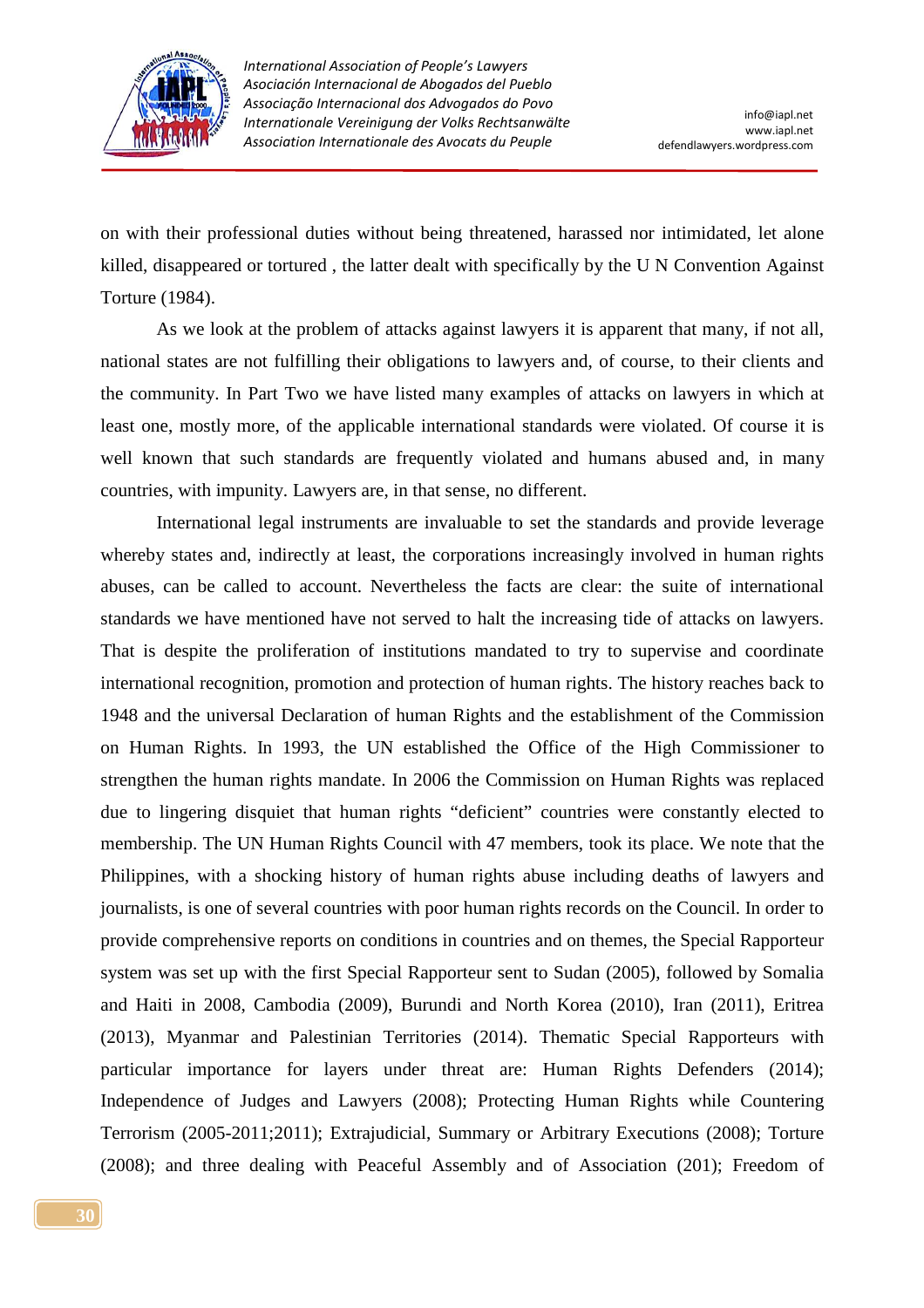on with their professional duties without being threatened, harassed nor intimidated, let alone killed, disappeared or tortured , the latter dealt with specifically by the U N Convention Against Torture (1984).

As we look at the problem of attacks against lawyers it is apparent that many, if not all, national states are not fulfilling their obligations to lawyers and, of course, to their clients and the community. In Part Two we have listed many examples of attacks on lawyers in which at least one, mostly more, of the applicable international standards were violated. Of course it is well known that such standards are frequently violated and humans abused and, in many countries, with impunity. Lawyers are, in that sense, no different.

International legal instruments are invaluable to set the standards and provide leverage whereby states and, indirectly at least, the corporations increasingly involved in human rights abuses, can be called to account. Nevertheless the facts are clear: the suite of international standards we have mentioned have not served to halt the increasing tide of attacks on lawyers. That is despite the proliferation of institutions mandated to try to supervise and coordinate international recognition, promotion and protection of human rights. The history reaches back to 1948 and the universal Declaration of human Rights and the establishment of the Commission on Human Rights. In 1993, the UN established the Office of the High Commissioner to strengthen the human rights mandate. In 2006 the Commission on Human Rights was replaced due to lingering disquiet that human rights "deficient" countries were constantly elected to membership. The UN Human Rights Council with 47 members, took its place. We note that the Philippines, with a shocking history of human rights abuse including deaths of lawyers and journalists, is one of several countries with poor human rights records on the Council. In order to provide comprehensive reports on conditions in countries and on themes, the Special Rapporteur system was set up with the first Special Rapporteur sent to Sudan (2005), followed by Somalia and Haiti in 2008, Cambodia (2009), Burundi and North Korea (2010), Iran (2011), Eritrea (2013), Myanmar and Palestinian Territories (2014). Thematic Special Rapporteurs with particular importance for layers under threat are: Human Rights Defenders (2014); Independence of Judges and Lawyers (2008); Protecting Human Rights while Countering Terrorism (2005-2011;2011); Extrajudicial, Summary or Arbitrary Executions (2008); Torture (2008); and three dealing with Peaceful Assembly and of Association (201); Freedom of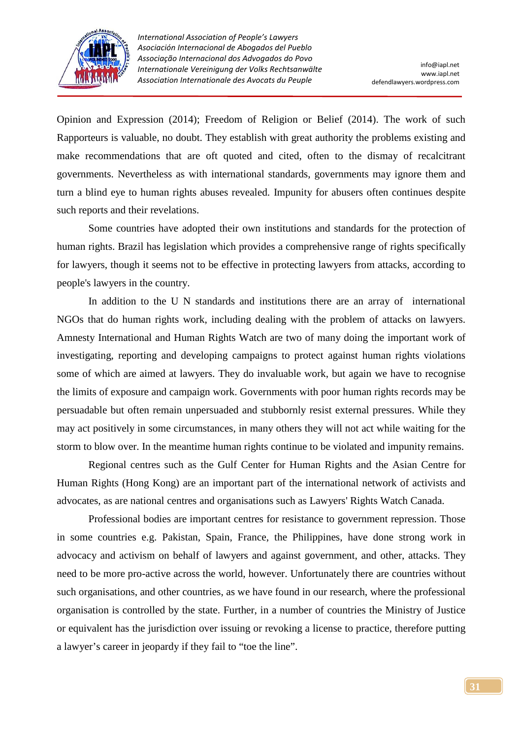Opinion and Expression (2014); Freedom of Religion or Belief (2014). The work of such Rapporteurs is valuable, no doubt. They establish with great authority the problems existing and make recommendations that are oft quoted and cited, often to the dismay of recalcitrant governments. Nevertheless as with international standards, governments may ignore them and turn a blind eye to human rights abuses revealed. Impunity for abusers often continues despite such reports and their revelations.

Some countries have adopted their own institutions and standards for the protection of human rights. Brazil has legislation which provides a comprehensive range of rights specifically for lawyers, though it seems not to be effective in protecting lawyers from attacks, according to people's lawyers in the country.

In addition to the U N standards and institutions there are an array of international NGOs that do human rights work, including dealing with the problem of attacks on lawyers. Amnesty International and Human Rights Watch are two of many doing the important work of investigating, reporting and developing campaigns to protect against human rights violations some of which are aimed at lawyers. They do invaluable work, but again we have to recognise the limits of exposure and campaign work. Governments with poor human rights records may be persuadable but often remain unpersuaded and stubbornly resist external pressures. While they may act positively in some circumstances, in many others they will not act while waiting for the storm to blow over. In the meantime human rights continue to be violated and impunity remains.

Regional centres such as the Gulf Center for Human Rights and the Asian Centre for Human Rights (Hong Kong) are an important part of the international network of activists and advocates, as are national centres and organisations such as Lawyers' Rights Watch Canada.

Professional bodies are important centres for resistance to government repression. Those in some countries e.g. Pakistan, Spain, France, the Philippines, have done strong work in advocacy and activism on behalf of lawyers and against government, and other, attacks. They need to be more pro-active across the world, however. Unfortunately there are countries without such organisations, and other countries, as we have found in our research, where the professional organisation is controlled by the state. Further, in a number of countries the Ministry of Justice or equivalent has the jurisdiction over issuing or revoking a license to practice, therefore putting a lawyer's career in jeopardy if they fail to "toe the line".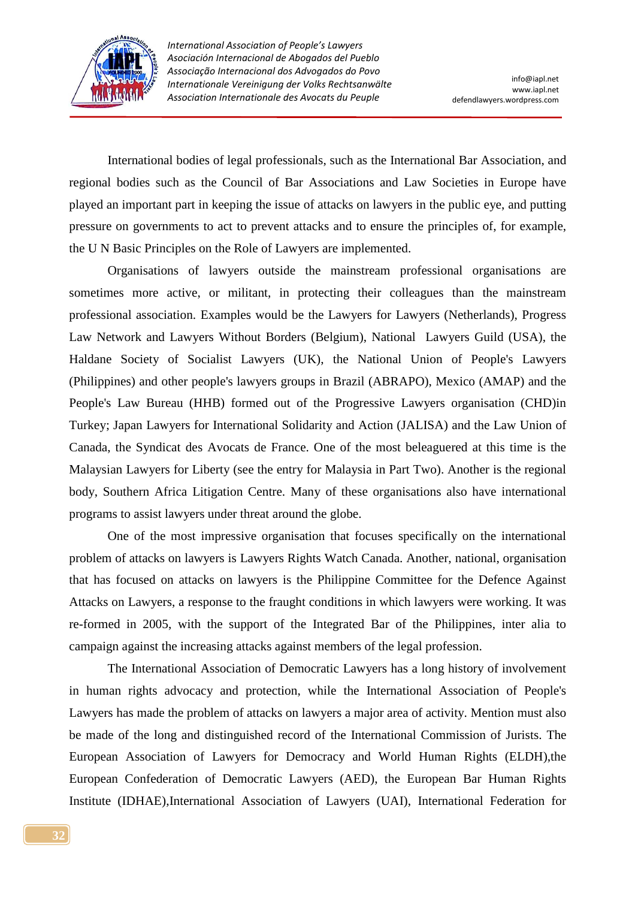International bodies of legal professionals, such as the International Bar Association, and regional bodies such as the Council of Bar Associations and Law Societies in Europe have played an important part in keeping the issue of attacks on lawyers in the public eye, and putting pressure on governments to act to prevent attacks and to ensure the principles of, for example, the U N Basic Principles on the Role of Lawyers are implemented.

Organisations of lawyers outside the mainstream professional organisations are sometimes more active, or militant, in protecting their colleagues than the mainstream professional association. Examples would be the Lawyers for Lawyers (Netherlands), Progress Law Network and Lawyers Without Borders (Belgium), National Lawyers Guild (USA), the Haldane Society of Socialist Lawyers (UK), the National Union of People's Lawyers (Philippines) and other people's lawyers groups in Brazil (ABRAPO), Mexico (AMAP) and the People's Law Bureau (HHB) formed out of the Progressive Lawyers organisation (CHD)in Turkey; Japan Lawyers for International Solidarity and Action (JALISA) and the Law Union of Canada, the Syndicat des Avocats de France. One of the most beleaguered at this time is the Malaysian Lawyers for Liberty (see the entry for Malaysia in Part Two). Another is the regional body, Southern Africa Litigation Centre. Many of these organisations also have international programs to assist lawyers under threat around the globe.

One of the most impressive organisation that focuses specifically on the international problem of attacks on lawyers is Lawyers Rights Watch Canada. Another, national, organisation that has focused on attacks on lawyers is the Philippine Committee for the Defence Against Attacks on Lawyers, a response to the fraught conditions in which lawyers were working. It was re-formed in 2005, with the support of the Integrated Bar of the Philippines, inter alia to campaign against the increasing attacks against members of the legal profession.

The International Association of Democratic Lawyers has a long history of involvement in human rights advocacy and protection, while the International Association of People's Lawyers has made the problem of attacks on lawyers a major area of activity. Mention must also be made of the long and distinguished record of the International Commission of Jurists. The European Association of Lawyers for Democracy and World Human Rights (ELDH),the European Confederation of Democratic Lawyers (AED), the European Bar Human Rights Institute (IDHAE),International Association of Lawyers (UAI), International Federation for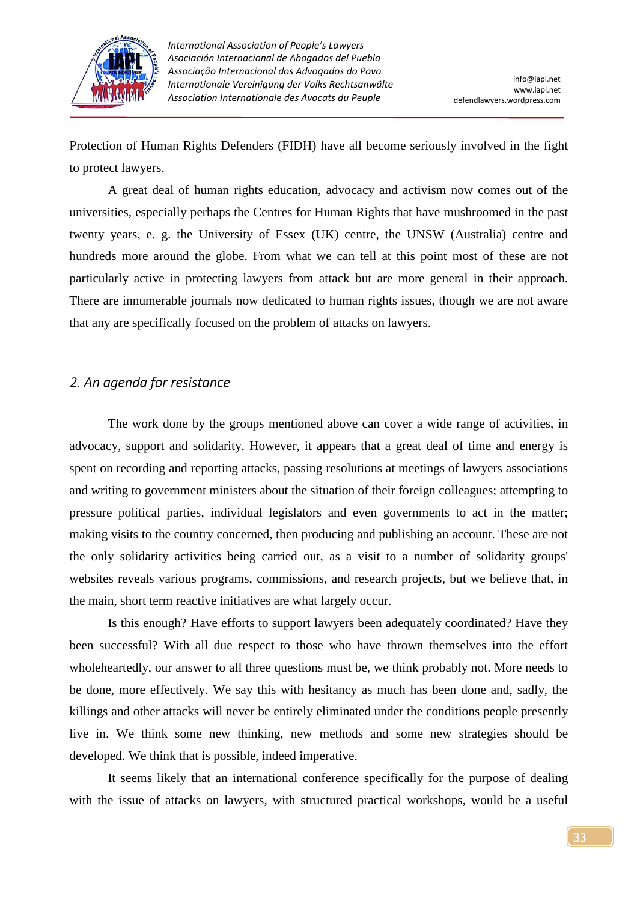Protection of Human Rights Defenders (FIDH) have all become seriously involved in the fight to protect lawyers.

A great deal of human rights education, advocacy and activism now comes out of the universities, especially perhaps the Centres for Human Rights that have mushroomed in the past twenty years, e. g. the University of Essex (UK) centre, the UNSW (Australia) centre and hundreds more around the globe. From what we can tell at this point most of these are not particularly active in protecting lawyers from attack but are more general in their approach. There are innumerable journals now dedicated to human rights issues, though we are not aware that any are specifically focused on the problem of attacks on lawyers.

## *2. An agenda for resistance*

The work done by the groups mentioned above can cover a wide range of activities, in advocacy, support and solidarity. However, it appears that a great deal of time and energy is spent on recording and reporting attacks, passing resolutions at meetings of lawyers associations and writing to government ministers about the situation of their foreign colleagues; attempting to pressure political parties, individual legislators and even governments to act in the matter; making visits to the country concerned, then producing and publishing an account. These are not the only solidarity activities being carried out, as a visit to a number of solidarity groups' websites reveals various programs, commissions, and research projects, but we believe that, in the main, short term reactive initiatives are what largely occur.

Is this enough? Have efforts to support lawyers been adequately coordinated? Have they been successful? With all due respect to those who have thrown themselves into the effort wholeheartedly, our answer to all three questions must be, we think probably not. More needs to be done, more effectively. We say this with hesitancy as much has been done and, sadly, the killings and other attacks will never be entirely eliminated under the conditions people presently live in. We think some new thinking, new methods and some new strategies should be developed. We think that is possible, indeed imperative.

It seems likely that an international conference specifically for the purpose of dealing with the issue of attacks on lawyers, with structured practical workshops, would be a useful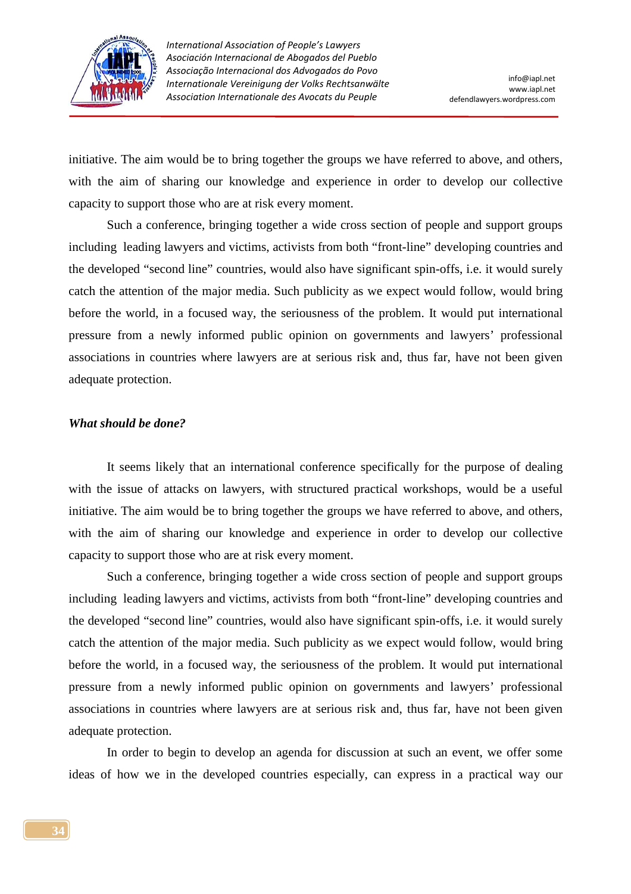initiative. The aim would be to bring together the groups we have referred to above, and others, with the aim of sharing our knowledge and experience in order to develop our collective capacity to support those who are at risk every moment.

Such a conference, bringing together a wide cross section of people and support groups including leading lawyers and victims, activists from both "front-line" developing countries and the developed "second line" countries, would also have significant spin-offs, i.e. it would surely catch the attention of the major media. Such publicity as we expect would follow, would bring before the world, in a focused way, the seriousness of the problem. It would put international pressure from a newly informed public opinion on governments and lawyers' professional associations in countries where lawyers are at serious risk and, thus far, have not been given adequate protection.

***What should be done?***

It seems likely that an international conference specifically for the purpose of dealing with the issue of attacks on lawyers, with structured practical workshops, would be a useful initiative. The aim would be to bring together the groups we have referred to above, and others, with the aim of sharing our knowledge and experience in order to develop our collective capacity to support those who are at risk every moment.

Such a conference, bringing together a wide cross section of people and support groups including leading lawyers and victims, activists from both "front-line" developing countries and the developed "second line" countries, would also have significant spin-offs, i.e. it would surely catch the attention of the major media. Such publicity as we expect would follow, would bring before the world, in a focused way, the seriousness of the problem. It would put international pressure from a newly informed public opinion on governments and lawyers' professional associations in countries where lawyers are at serious risk and, thus far, have not been given adequate protection.

In order to begin to develop an agenda for discussion at such an event, we offer some ideas of how we in the developed countries especially, can express in a practical way our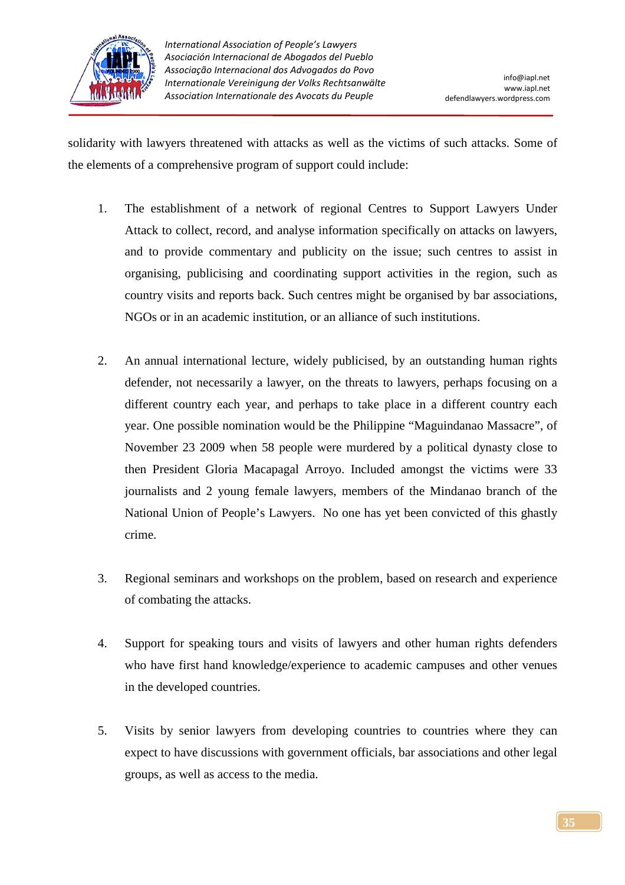solidarity with lawyers threatened with attacks as well as the victims of such attacks. Some of the elements of a comprehensive program of support could include:

1. The establishment of a network of regional Centres to Support Lawyers Under Attack to collect, record, and analyse information specifically on attacks on lawyers, and to provide commentary and publicity on the issue; such centres to assist in organising, publicising and coordinating support activities in the region, such as country visits and reports back. Such centres might be organised by bar associations, NGOs or in an academic institution, or an alliance of such institutions.

2. An annual international lecture, widely publicised, by an outstanding human rights defender, not necessarily a lawyer, on the threats to lawyers, perhaps focusing on a different country each year, and perhaps to take place in a different country each year. One possible nomination would be the Philippine "Maguindanao Massacre", of November 23 2009 when 58 people were murdered by a political dynasty close to then President Gloria Macapagal Arroyo. Included amongst the victims were 33 journalists and 2 young female lawyers, members of the Mindanao branch of the National Union of People's Lawyers. No one has yet been convicted of this ghastly crime.

3. Regional seminars and workshops on the problem, based on research and experience of combating the attacks.

4. Support for speaking tours and visits of lawyers and other human rights defenders who have first hand knowledge/experience to academic campuses and other venues in the developed countries.

5. Visits by senior lawyers from developing countries to countries where they can expect to have discussions with government officials, bar associations and other legal groups, as well as access to the media.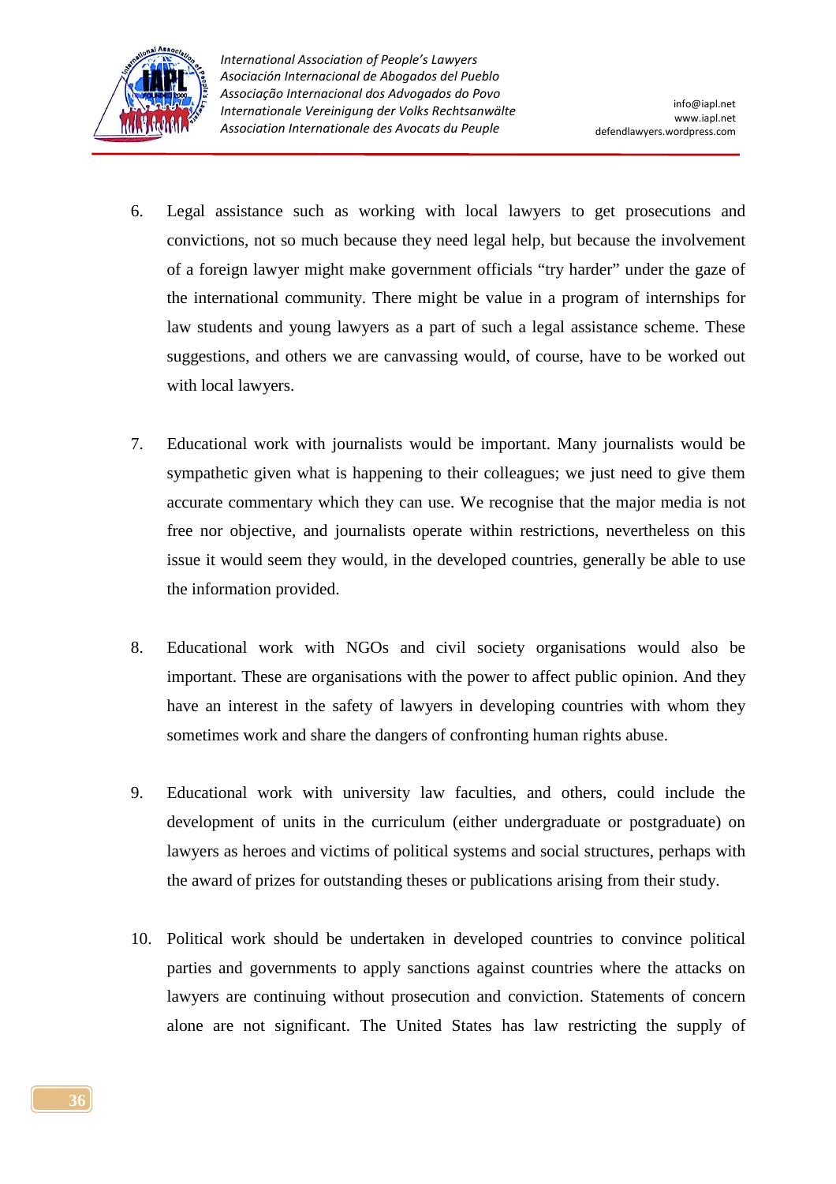6. Legal assistance such as working with local lawyers to get prosecutions and convictions, not so much because they need legal help, but because the involvement of a foreign lawyer might make government officials "try harder" under the gaze of the international community. There might be value in a program of internships for law students and young lawyers as a part of such a legal assistance scheme. These suggestions, and others we are canvassing would, of course, have to be worked out with local lawyers.

7. Educational work with journalists would be important. Many journalists would be sympathetic given what is happening to their colleagues; we just need to give them accurate commentary which they can use. We recognise that the major media is not free nor objective, and journalists operate within restrictions, nevertheless on this issue it would seem they would, in the developed countries, generally be able to use the information provided.

8. Educational work with NGOs and civil society organisations would also be important. These are organisations with the power to affect public opinion. And they have an interest in the safety of lawyers in developing countries with whom they sometimes work and share the dangers of confronting human rights abuse.

9. Educational work with university law faculties, and others, could include the development of units in the curriculum (either undergraduate or postgraduate) on lawyers as heroes and victims of political systems and social structures, perhaps with the award of prizes for outstanding theses or publications arising from their study.

10. Political work should be undertaken in developed countries to convince political parties and governments to apply sanctions against countries where the attacks on lawyers are continuing without prosecution and conviction. Statements of concern alone are not significant. The United States has law restricting the supply of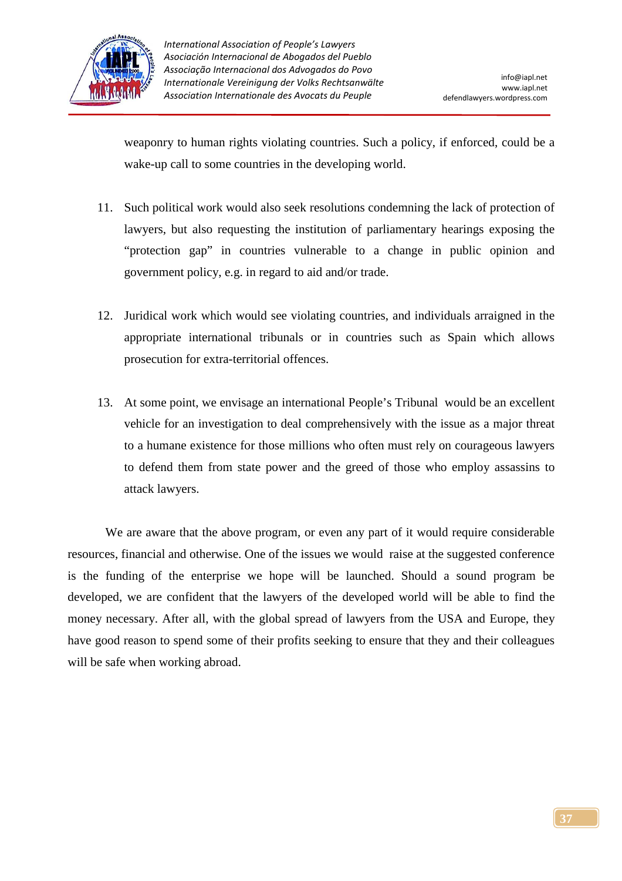weaponry to human rights violating countries. Such a policy, if enforced, could be a wake-up call to some countries in the developing world.

11. Such political work would also seek resolutions condemning the lack of protection of lawyers, but also requesting the institution of parliamentary hearings exposing the "protection gap" in countries vulnerable to a change in public opinion and government policy, e.g. in regard to aid and/or trade.

12. Juridical work which would see violating countries, and individuals arraigned in the appropriate international tribunals or in countries such as Spain which allows prosecution for extra-territorial offences.

13. At some point, we envisage an international People's Tribunal would be an excellent vehicle for an investigation to deal comprehensively with the issue as a major threat to a humane existence for those millions who often must rely on courageous lawyers to defend them from state power and the greed of those who employ assassins to attack lawyers.

We are aware that the above program, or even any part of it would require considerable resources, financial and otherwise. One of the issues we would raise at the suggested conference is the funding of the enterprise we hope will be launched. Should a sound program be developed, we are confident that the lawyers of the developed world will be able to find the money necessary. After all, with the global spread of lawyers from the USA and Europe, they have good reason to spend some of their profits seeking to ensure that they and their colleagues will be safe when working abroad.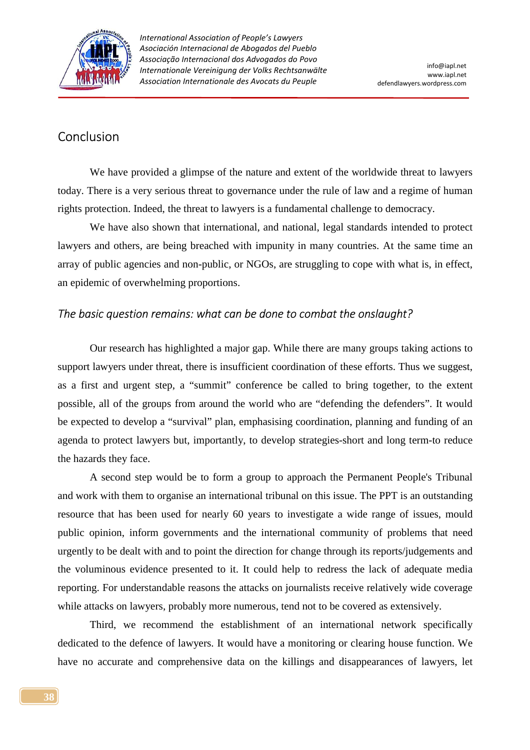## Conclusion

We have provided a glimpse of the nature and extent of the worldwide threat to lawyers today. There is a very serious threat to governance under the rule of law and a regime of human rights protection. Indeed, the threat to lawyers is a fundamental challenge to democracy.

We have also shown that international, and national, legal standards intended to protect lawyers and others, are being breached with impunity in many countries. At the same time an array of public agencies and non-public, or NGOs, are struggling to cope with what is, in effect, an epidemic of overwhelming proportions.

### *The basic question remains: what can be done to combat the onslaught?*

Our research has highlighted a major gap. While there are many groups taking actions to support lawyers under threat, there is insufficient coordination of these efforts. Thus we suggest, as a first and urgent step, a "summit" conference be called to bring together, to the extent possible, all of the groups from around the world who are "defending the defenders". It would be expected to develop a "survival" plan, emphasising coordination, planning and funding of an agenda to protect lawyers but, importantly, to develop strategies-short and long term-to reduce the hazards they face.

A second step would be to form a group to approach the Permanent People's Tribunal and work with them to organise an international tribunal on this issue. The PPT is an outstanding resource that has been used for nearly 60 years to investigate a wide range of issues, mould public opinion, inform governments and the international community of problems that need urgently to be dealt with and to point the direction for change through its reports/judgements and the voluminous evidence presented to it. It could help to redress the lack of adequate media reporting. For understandable reasons the attacks on journalists receive relatively wide coverage while attacks on lawyers, probably more numerous, tend not to be covered as extensively.

Third, we recommend the establishment of an international network specifically dedicated to the defence of lawyers. It would have a monitoring or clearing house function. We have no accurate and comprehensive data on the killings and disappearances of lawyers, let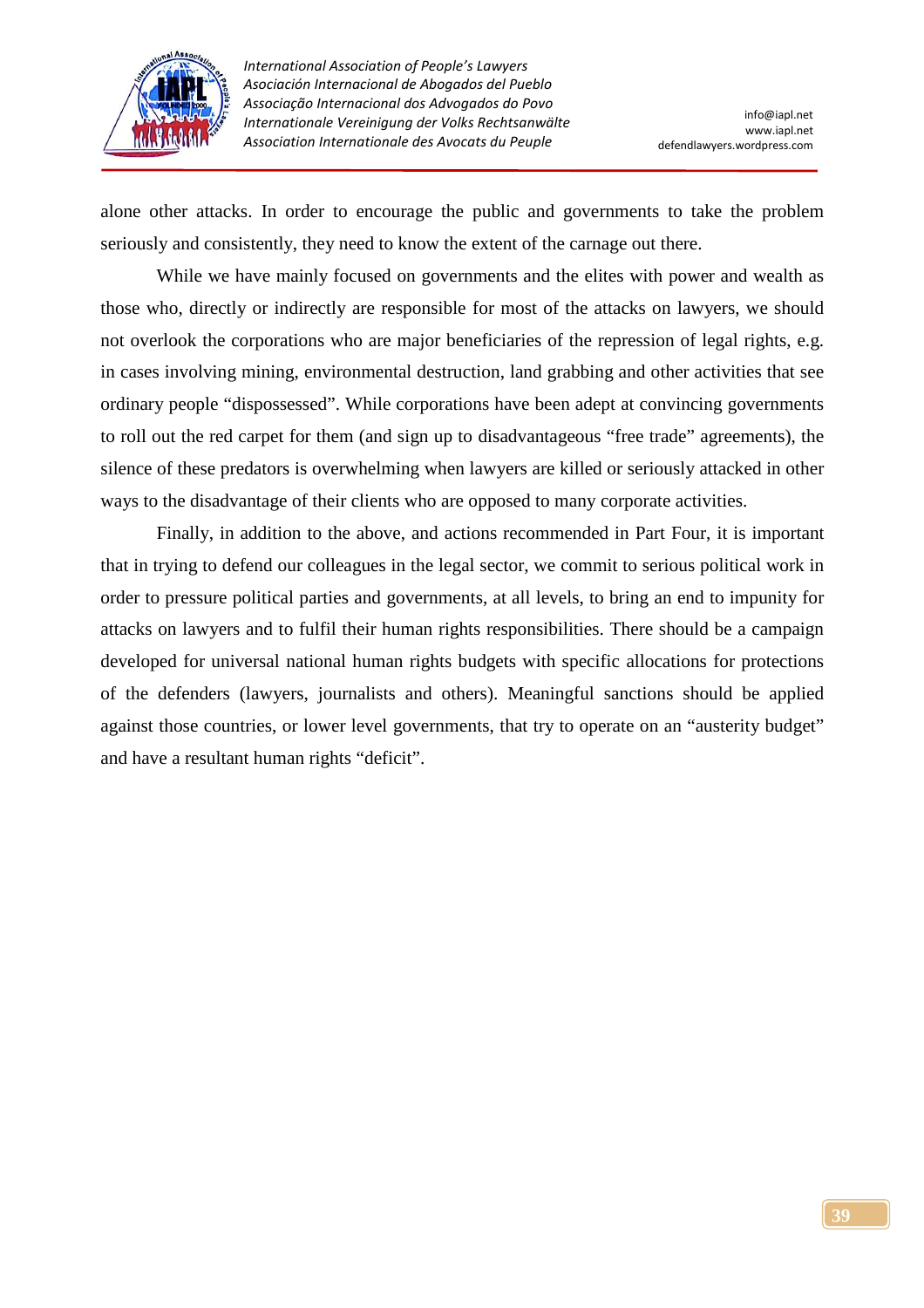alone other attacks. In order to encourage the public and governments to take the problem seriously and consistently, they need to know the extent of the carnage out there.

While we have mainly focused on governments and the elites with power and wealth as those who, directly or indirectly are responsible for most of the attacks on lawyers, we should not overlook the corporations who are major beneficiaries of the repression of legal rights, e.g. in cases involving mining, environmental destruction, land grabbing and other activities that see ordinary people "dispossessed". While corporations have been adept at convincing governments to roll out the red carpet for them (and sign up to disadvantageous "free trade" agreements), the silence of these predators is overwhelming when lawyers are killed or seriously attacked in other ways to the disadvantage of their clients who are opposed to many corporate activities.

Finally, in addition to the above, and actions recommended in Part Four, it is important that in trying to defend our colleagues in the legal sector, we commit to serious political work in order to pressure political parties and governments, at all levels, to bring an end to impunity for attacks on lawyers and to fulfil their human rights responsibilities. There should be a campaign developed for universal national human rights budgets with specific allocations for protections of the defenders (lawyers, journalists and others). Meaningful sanctions should be applied against those countries, or lower level governments, that try to operate on an "austerity budget" and have a resultant human rights "deficit".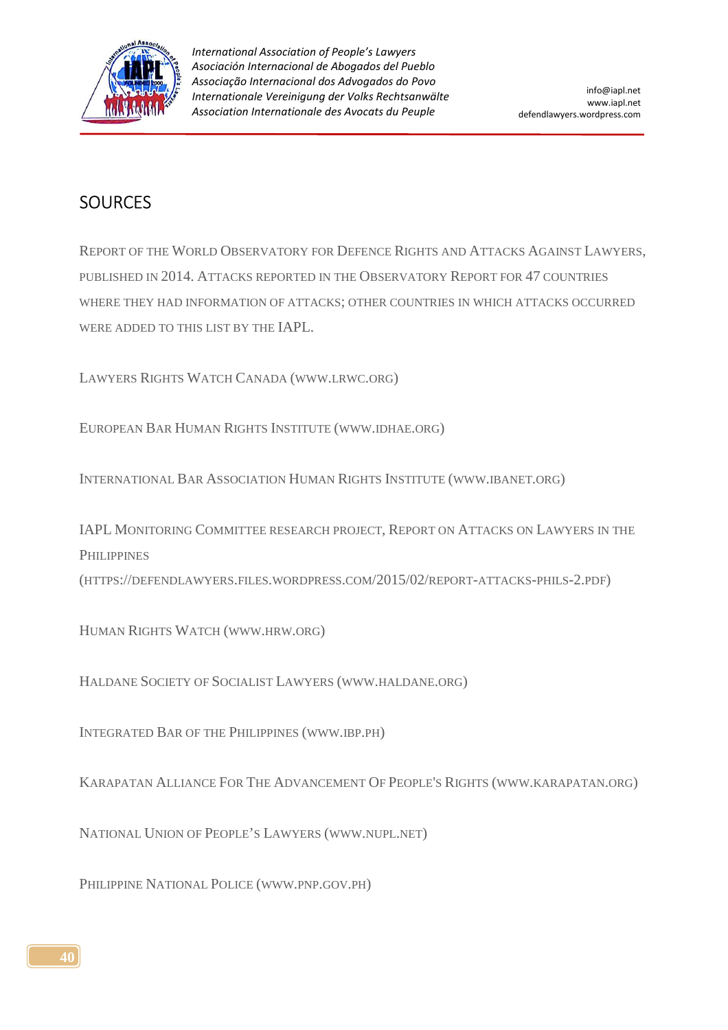# SOURCES

REPORT OF THE WORLD OBSERVATORY FOR DEFENCE RIGHTS AND ATTACKS AGAINST LAWYERS, PUBLISHED IN 2014. ATTACKS REPORTED IN THE OBSERVATORY REPORT FOR 47 COUNTRIES WHERE THEY HAD INFORMATION OF ATTACKS; OTHER COUNTRIES IN WHICH ATTACKS OCCURRED WERE ADDED TO THIS LIST BY THE IAPL.

LAWYERS RIGHTS WATCH CANADA (WWW.LRWC.ORG)

EUROPEAN BAR HUMAN RIGHTS INSTITUTE (WWW.IDHAE.ORG)

INTERNATIONAL BAR ASSOCIATION HUMAN RIGHTS INSTITUTE (WWW.IBANET.ORG)

IAPL MONITORING COMMITTEE RESEARCH PROJECT, REPORT ON ATTACKS ON LAWYERS IN THE PHILIPPINES (HTTPS://DEFENDLAWYERS.FILES.WORDPRESS.COM/2015/02/REPORT-ATTACKS-PHILS-2.PDF)

HUMAN RIGHTS WATCH (WWW.HRW.ORG)

HALDANE SOCIETY OF SOCIALIST LAWYERS (WWW.HALDANE.ORG)

INTEGRATED BAR OF THE PHILIPPINES (WWW.IBP.PH)

KARAPATAN ALLIANCE FOR THE ADVANCEMENT OF PEOPLE'S RIGHTS (WWW.KARAPATAN.ORG)

NATIONAL UNION OF PEOPLE'S LAWYERS (WWW.NUPL.NET)

PHILIPPINE NATIONAL POLICE (WWW.PNP.GOV.PH)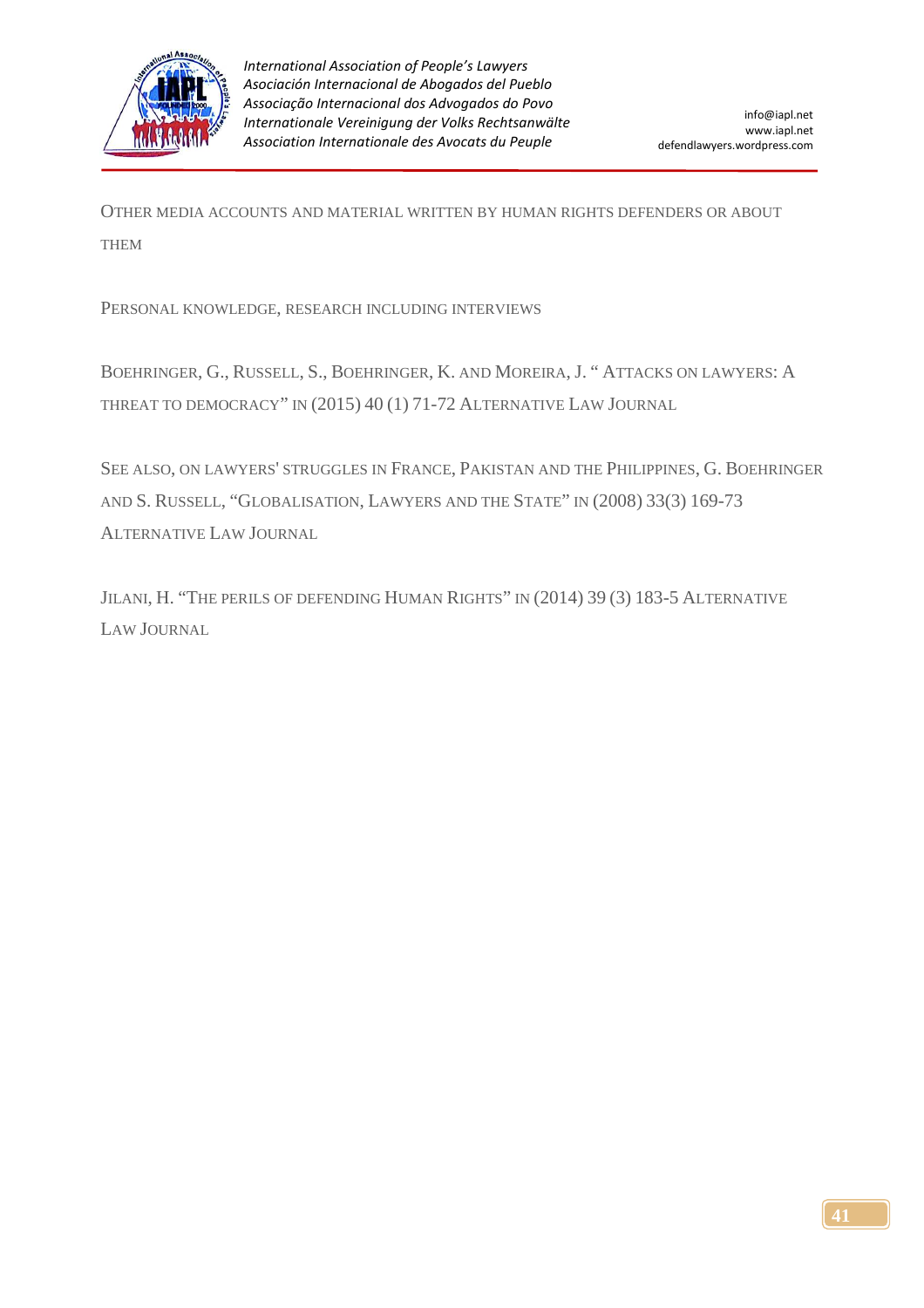Other media accounts and material written by human rights defenders or about them

Personal knowledge, research including interviews

Boehringer, G., Russell, S., Boehringer, K. and Moreira, J. " Attacks on lawyers: A threat to democracy" in (2015) 40 (1) 71-72 Alternative Law Journal

See also, on lawyers' struggles in France, Pakistan and the Philippines, G. Boehringer and S. Russell, "Globalisation, Lawyers and the State" in (2008) 33(3) 169-73 Alternative Law Journal

Jilani, H. "The perils of defending Human Rights" in (2014) 39 (3) 183-5 Alternative Law Journal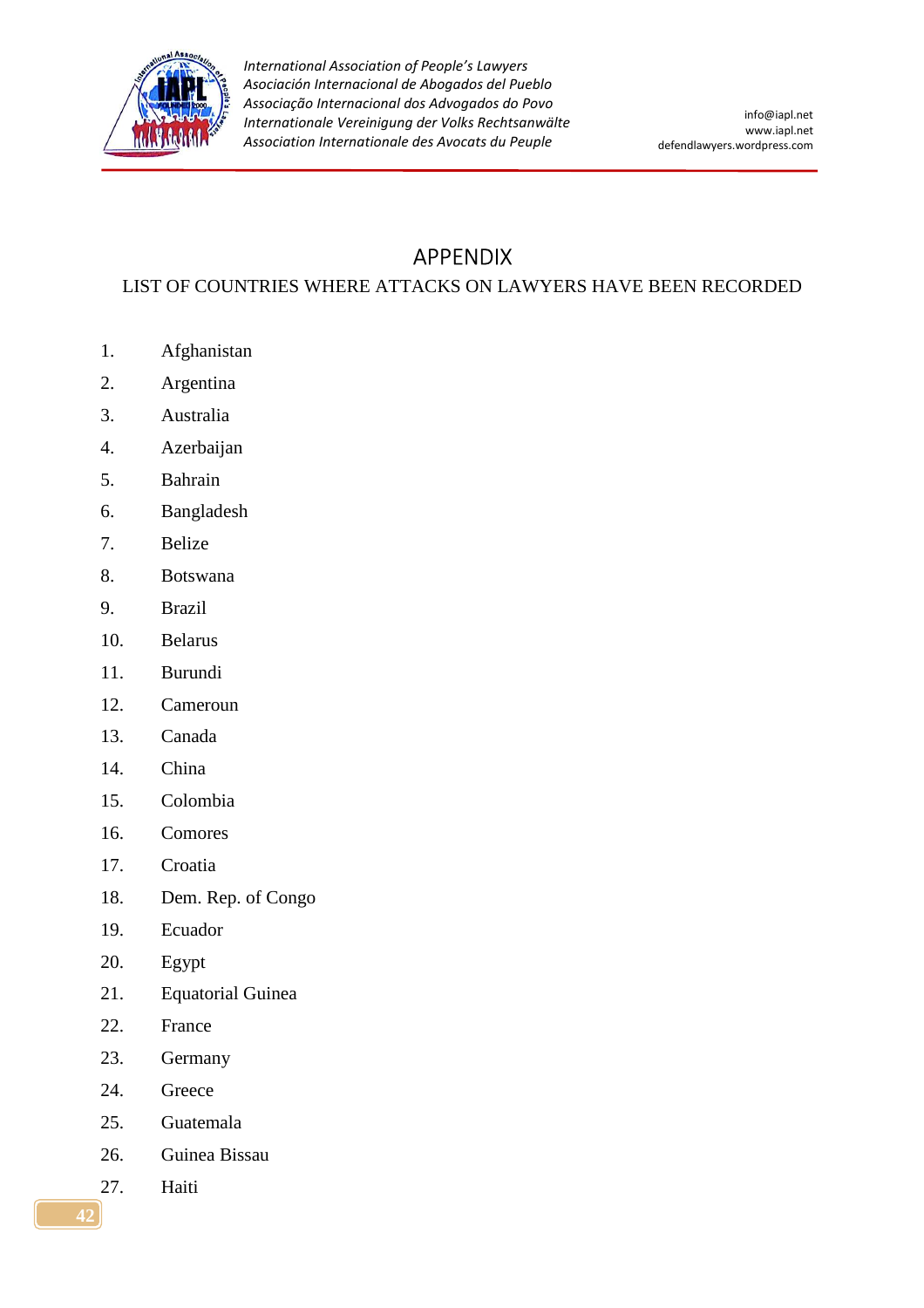# APPENDIX

## LIST OF COUNTRIES WHERE ATTACKS ON LAWYERS HAVE BEEN RECORDED

1. Afghanistan
2. Argentina
3. Australia
4. Azerbaijan
5. Bahrain
6. Bangladesh
7. Belize
8. Botswana
9. Brazil
10. Belarus
11. Burundi
12. Cameroun
13. Canada
14. China
15. Colombia
16. Comores
17. Croatia
18. Dem. Rep. of Congo
19. Ecuador
20. Egypt
21. Equatorial Guinea
22. France
23. Germany
24. Greece
25. Guatemala
26. Guinea Bissau
27. Haiti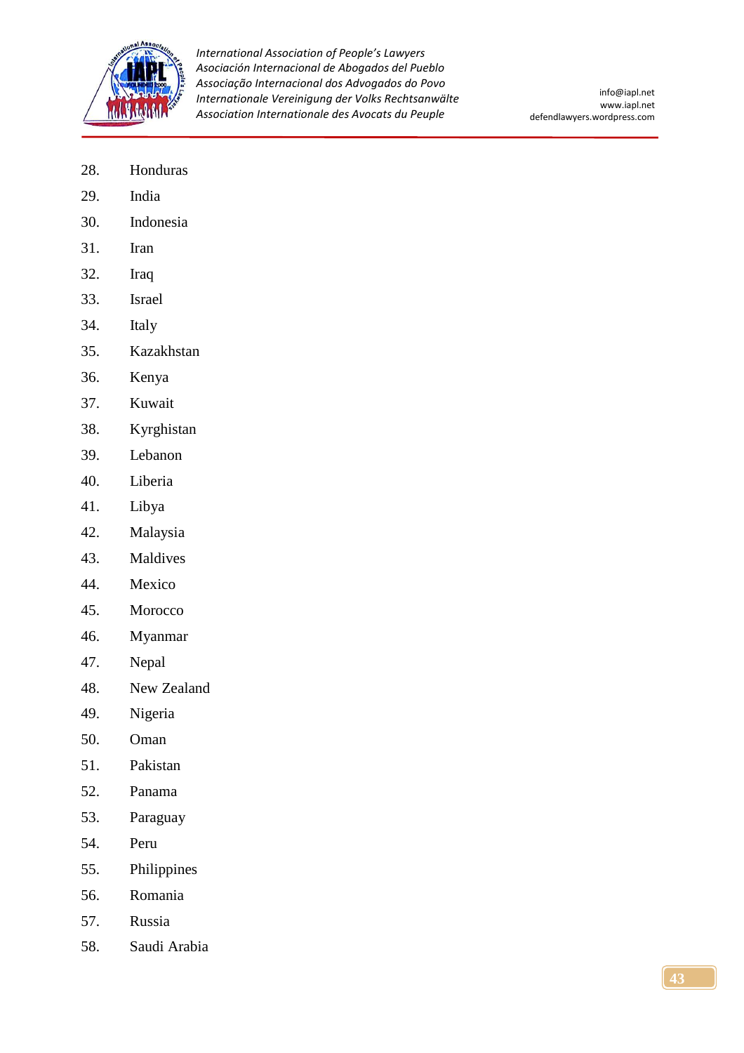28. Honduras
29. India
30. Indonesia
31. Iran
32. Iraq
33. Israel
34. Italy
35. Kazakhstan
36. Kenya
37. Kuwait
38. Kyrghistan
39. Lebanon
40. Liberia
41. Libya
42. Malaysia
43. Maldives
44. Mexico
45. Morocco
46. Myanmar
47. Nepal
48. New Zealand
49. Nigeria
50. Oman
51. Pakistan
52. Panama
53. Paraguay
54. Peru
55. Philippines
56. Romania
57. Russia
58. Saudi Arabia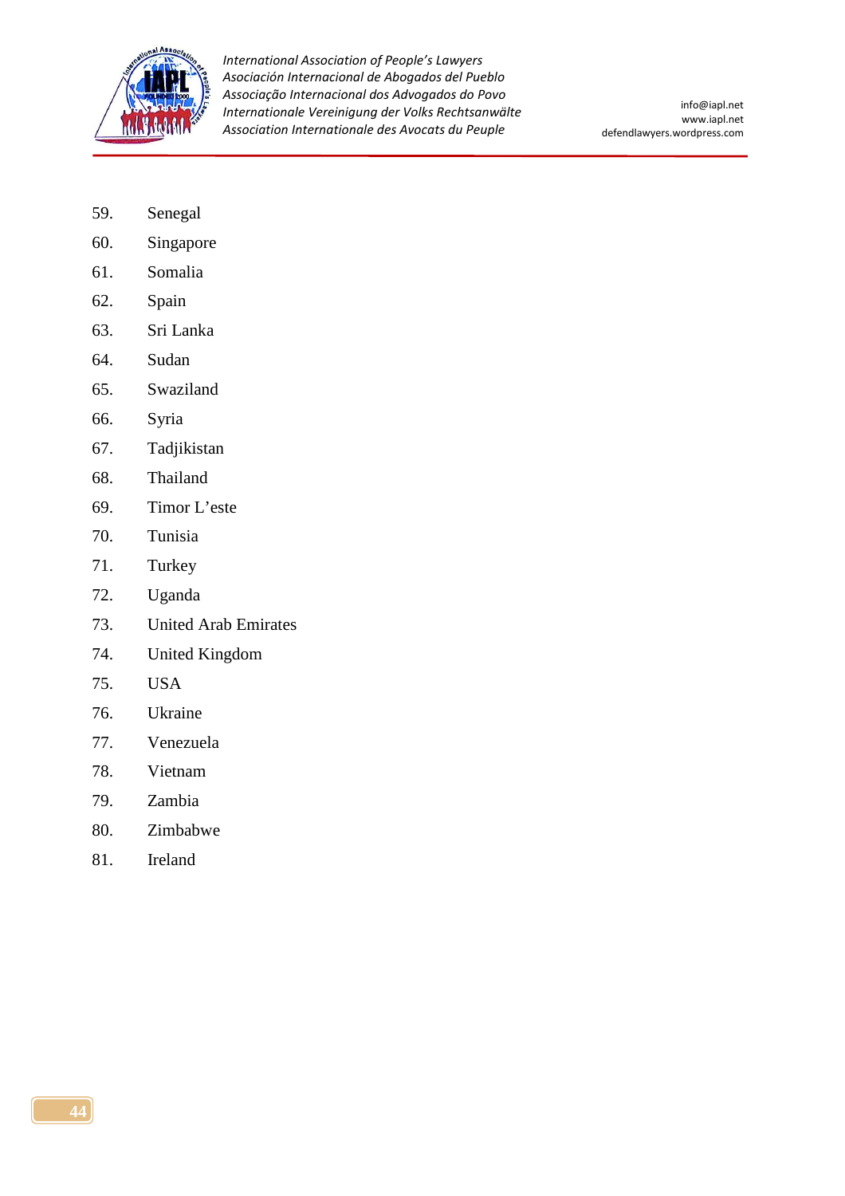59. Senegal
60. Singapore
61. Somalia
62. Spain
63. Sri Lanka
64. Sudan
65. Swaziland
66. Syria
67. Tadjikistan
68. Thailand
69. Timor L’este
70. Tunisia
71. Turkey
72. Uganda
73. United Arab Emirates
74. United Kingdom
75. USA
76. Ukraine
77. Venezuela
78. Vietnam
79. Zambia
80. Zimbabwe
81. Ireland